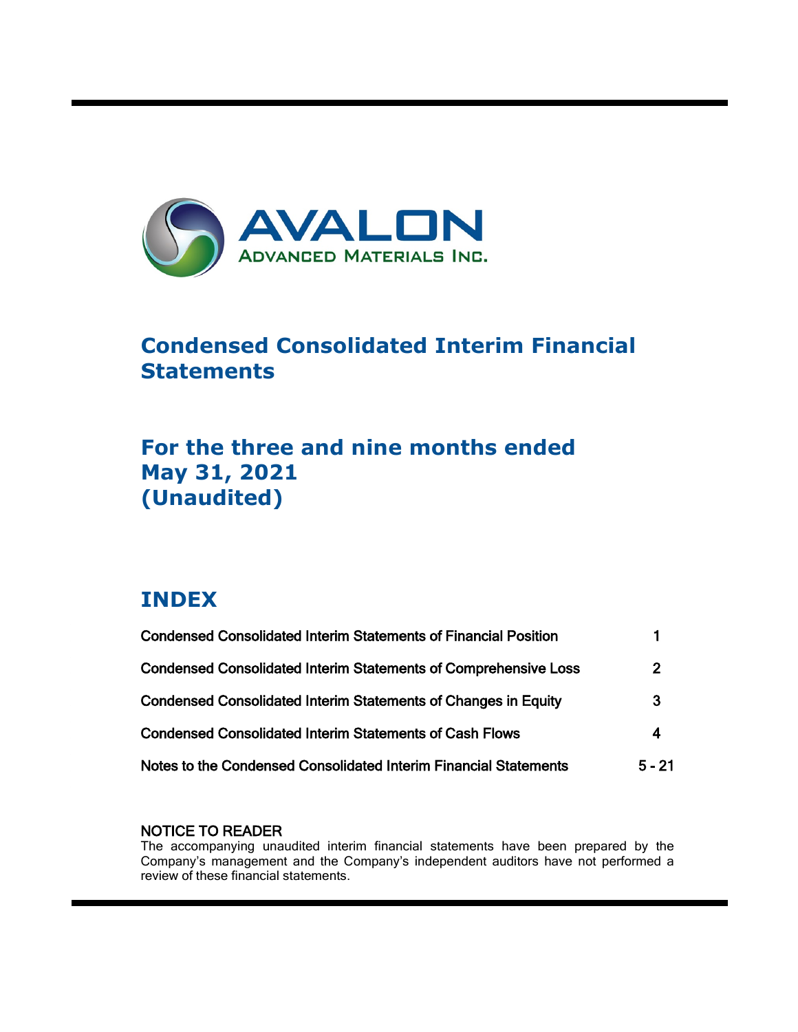AVALON
ADVANCED MATERIALS INC.

# Condensed Consolidated Interim Financial Statements

## For the three and nine months ended May 31, 2021 (Unaudited)

## INDEX

| | |
|---|---|
| Condensed Consolidated Interim Statements of Financial Position | 1 |
| Condensed Consolidated Interim Statements of Comprehensive Loss | 2 |
| Condensed Consolidated Interim Statements of Changes in Equity | 3 |
| Condensed Consolidated Interim Statements of Cash Flows | 4 |
| Notes to the Condensed Consolidated Interim Financial Statements | 5 - 21 |

NOTICE TO READER

The accompanying unaudited interim financial statements have been prepared by the Company's management and the Company's independent auditors have not performed a review of these financial statements.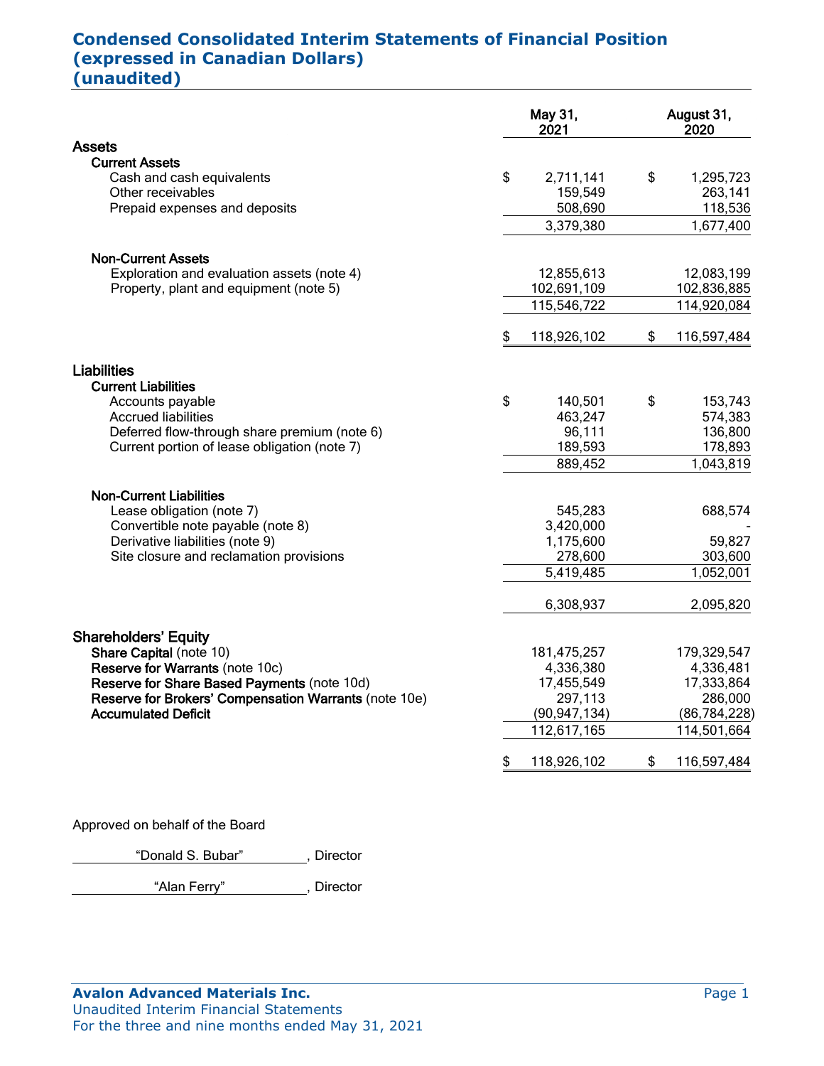# Condensed Consolidated Interim Statements of Financial Position (expressed in Canadian Dollars) (unaudited)

| | May 31, 2021 | August 31, 2020 |
|---|---|---|
| **Assets** | | |
| **Current Assets** | | |
| Cash and cash equivalents | $ 2,711,141 | $ 1,295,723 |
| Other receivables | 159,549 | 263,141 |
| Prepaid expenses and deposits | 508,690 | 118,536 |
| | 3,379,380 | 1,677,400 |
| **Non-Current Assets** | | |
| Exploration and evaluation assets (note 4) | 12,855,613 | 12,083,199 |
| Property, plant and equipment (note 5) | 102,691,109 | 102,836,885 |
| | 115,546,722 | 114,920,084 |
| | $ 118,926,102 | $ 116,597,484 |
| **Liabilities** | | |
| **Current Liabilities** | | |
| Accounts payable | $ 140,501 | $ 153,743 |
| Accrued liabilities | 463,247 | 574,383 |
| Deferred flow-through share premium (note 6) | 96,111 | 136,800 |
| Current portion of lease obligation (note 7) | 189,593 | 178,893 |
| | 889,452 | 1,043,819 |
| **Non-Current Liabilities** | | |
| Lease obligation (note 7) | 545,283 | 688,574 |
| Convertible note payable (note 8) | 3,420,000 | - |
| Derivative liabilities (note 9) | 1,175,600 | 59,827 |
| Site closure and reclamation provisions | 278,600 | 303,600 |
| | 5,419,485 | 1,052,001 |
| | 6,308,937 | 2,095,820 |
| **Shareholders' Equity** | | |
| **Share Capital** (note 10) | 181,475,257 | 179,329,547 |
| **Reserve for Warrants** (note 10c) | 4,336,380 | 4,336,481 |
| **Reserve for Share Based Payments** (note 10d) | 17,455,549 | 17,333,864 |
| **Reserve for Brokers' Compensation Warrants** (note 10e) | 297,113 | 286,000 |
| **Accumulated Deficit** | (90,947,134) | (86,784,228) |
| | 112,617,165 | 114,501,664 |
| | $ 118,926,102 | $ 116,597,484 |

Approved on behalf of the Board

"Donald S. Bubar", Director

"Alan Ferry", Director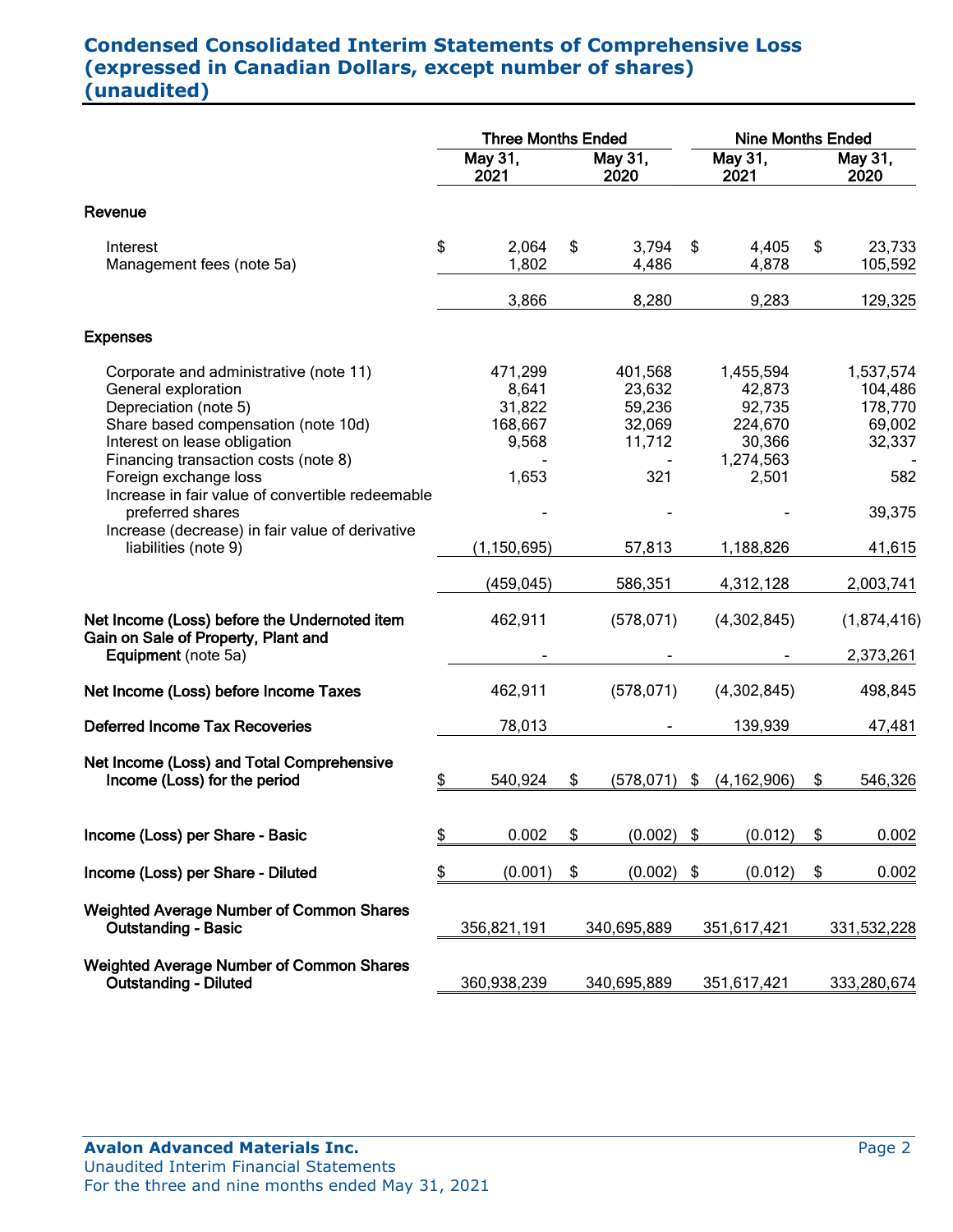# Condensed Consolidated Interim Statements of Comprehensive Loss (expressed in Canadian Dollars, except number of shares) (unaudited)

| | Three Months Ended | | Nine Months Ended | |
|---|---|---|---|---|
| | May 31, 2021 | May 31, 2020 | May 31, 2021 | May 31, 2020 |
| **Revenue** | | | | |
| Interest | $ 2,064 | $ 3,794 | $ 4,405 | $ 23,733 |
| Management fees (note 5a) | 1,802 | 4,486 | 4,878 | 105,592 |
| | 3,866 | 8,280 | 9,283 | 129,325 |
| **Expenses** | | | | |
| Corporate and administrative (note 11) | 471,299 | 401,568 | 1,455,594 | 1,537,574 |
| General exploration | 8,641 | 23,632 | 42,873 | 104,486 |
| Depreciation (note 5) | 31,822 | 59,236 | 92,735 | 178,770 |
| Share based compensation (note 10d) | 168,667 | 32,069 | 224,670 | 69,002 |
| Interest on lease obligation | 9,568 | 11,712 | 30,366 | 32,337 |
| Financing transaction costs (note 8) | - | - | 1,274,563 | - |
| Foreign exchange loss | 1,653 | 321 | 2,501 | 582 |
| Increase in fair value of convertible redeemable preferred shares | - | - | - | 39,375 |
| Increase (decrease) in fair value of derivative liabilities (note 9) | (1,150,695) | 57,813 | 1,188,826 | 41,615 |
| | (459,045) | 586,351 | 4,312,128 | 2,003,741 |
| **Net Income (Loss) before the Undernoted item** | 462,911 | (578,071) | (4,302,845) | (1,874,416) |
| **Gain on Sale of Property, Plant and Equipment** (note 5a) | - | - | - | 2,373,261 |
| **Net Income (Loss) before Income Taxes** | 462,911 | (578,071) | (4,302,845) | 498,845 |
| **Deferred Income Tax Recoveries** | 78,013 | - | 139,939 | 47,481 |
| **Net Income (Loss) and Total Comprehensive Income (Loss) for the period** | $ 540,924 | $ (578,071) | $ (4,162,906) | $ 546,326 |
| **Income (Loss) per Share - Basic** | $ 0.002 | $ (0.002) | $ (0.012) | $ 0.002 |
| **Income (Loss) per Share - Diluted** | $ (0.001) | $ (0.002) | $ (0.012) | $ 0.002 |
| **Weighted Average Number of Common Shares Outstanding - Basic** | 356,821,191 | 340,695,889 | 351,617,421 | 331,532,228 |
| **Weighted Average Number of Common Shares Outstanding - Diluted** | 360,938,239 | 340,695,889 | 351,617,421 | 333,280,674 |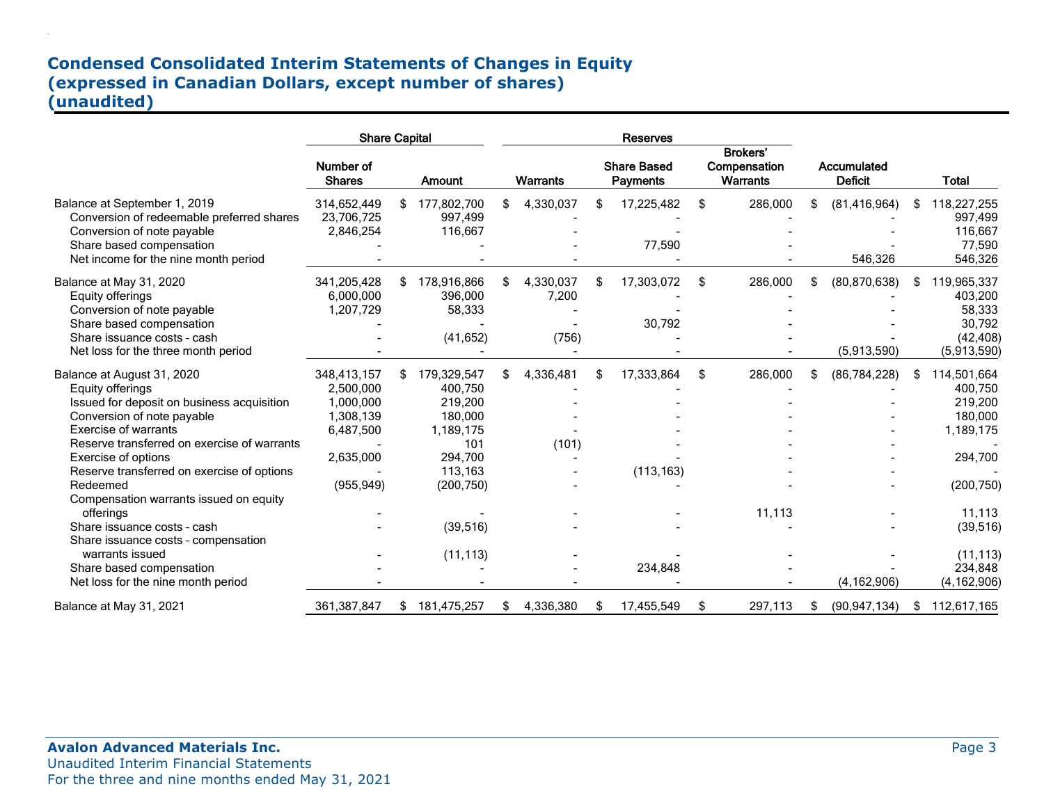# Condensed Consolidated Interim Statements of Changes in Equity
# (expressed in Canadian Dollars, except number of shares)
# (unaudited)

| | Share Capital | | Reserves | | | | |
|---|---|---|---|---|---|---|---|
| | Number of Shares | Amount | Warrants | Share Based Payments | Brokers' Compensation Warrants | Accumulated Deficit | Total |
| Balance at September 1, 2019 | 314,652,449 | $ 177,802,700 | $ 4,330,037 | $ 17,225,482 | $ 286,000 | $ (81,416,964) | $ 118,227,255 |
| Conversion of redeemable preferred shares | 23,706,725 | 997,499 | - | - | - | - | 997,499 |
| Conversion of note payable | 2,846,254 | 116,667 | - | - | - | - | 116,667 |
| Share based compensation | - | - | - | 77,590 | - | - | 77,590 |
| Net income for the nine month period | - | - | - | - | - | 546,326 | 546,326 |
| Balance at May 31, 2020 | 341,205,428 | $ 178,916,866 | $ 4,330,037 | $ 17,303,072 | $ 286,000 | $ (80,870,638) | $ 119,965,337 |
| Equity offerings | 6,000,000 | 396,000 | 7,200 | - | - | - | 403,200 |
| Conversion of note payable | 1,207,729 | 58,333 | - | - | - | - | 58,333 |
| Share based compensation | - | - | - | 30,792 | - | - | 30,792 |
| Share issuance costs - cash | - | (41,652) | (756) | - | - | - | (42,408) |
| Net loss for the three month period | - | - | - | - | - | (5,913,590) | (5,913,590) |
| Balance at August 31, 2020 | 348,413,157 | $ 179,329,547 | $ 4,336,481 | $ 17,333,864 | $ 286,000 | $ (86,784,228) | $ 114,501,664 |
| Equity offerings | 2,500,000 | 400,750 | - | - | - | - | 400,750 |
| Issued for deposit on business acquisition | 1,000,000 | 219,200 | - | - | - | - | 219,200 |
| Conversion of note payable | 1,308,139 | 180,000 | - | - | - | - | 180,000 |
| Exercise of warrants | 6,487,500 | 1,189,175 | - | - | - | - | 1,189,175 |
| Reserve transferred on exercise of warrants | - | 101 | (101) | - | - | - | - |
| Exercise of options | 2,635,000 | 294,700 | - | - | - | - | 294,700 |
| Reserve transferred on exercise of options | - | 113,163 | - | (113,163) | - | - | - |
| Redeemed | (955,949) | (200,750) | - | - | - | - | (200,750) |
| Compensation warrants issued on equity offerings | - | - | - | - | 11,113 | - | 11,113 |
| Share issuance costs - cash | - | (39,516) | - | - | - | - | (39,516) |
| Share issuance costs - compensation warrants issued | - | (11,113) | - | - | - | - | (11,113) |
| Share based compensation | - | - | - | 234,848 | - | - | 234,848 |
| Net loss for the nine month period | - | - | - | - | - | (4,162,906) | (4,162,906) |
| Balance at May 31, 2021 | 361,387,847 | $ 181,475,257 | $ 4,336,380 | $ 17,455,549 | $ 297,113 | $ (90,947,134) | $ 112,617,165 |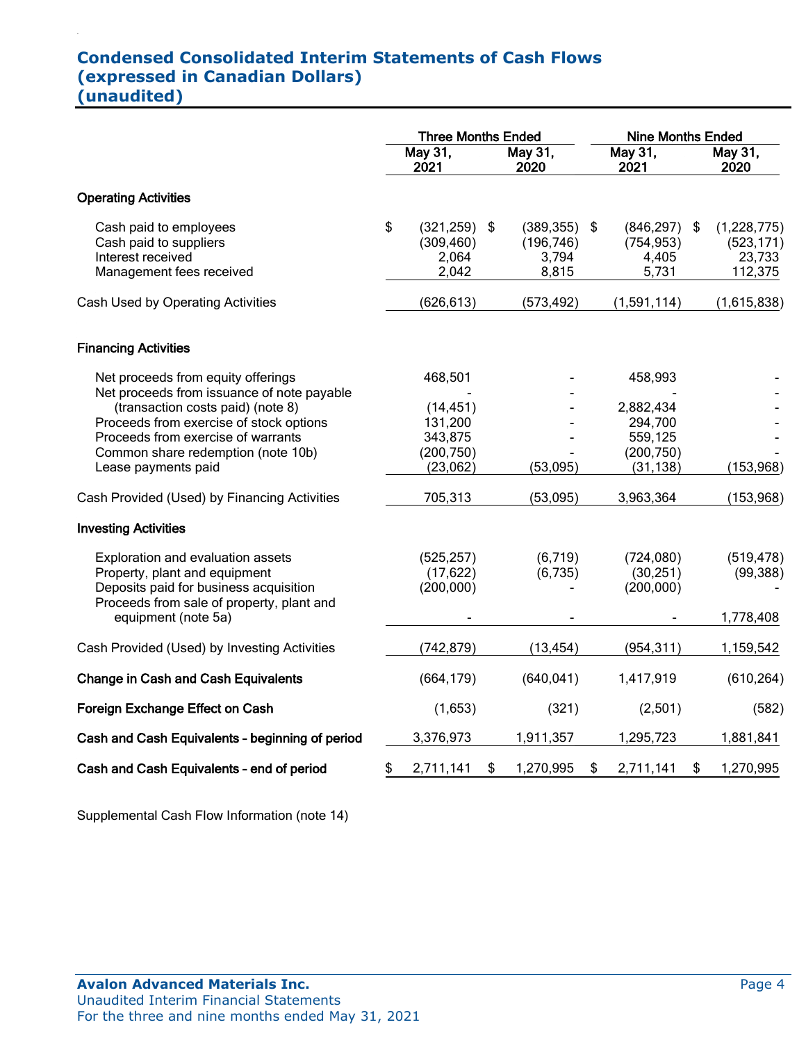# Condensed Consolidated Interim Statements of Cash Flows
# (expressed in Canadian Dollars)
# (unaudited)

| | Three Months Ended | | Nine Months Ended | |
|---|---|---|---|---|
| | May 31, 2021 | May 31, 2020 | May 31, 2021 | May 31, 2020 |
| **Operating Activities** | | | | |
| Cash paid to employees | $ (321,259) | $ (389,355) | $ (846,297) | $ (1,228,775) |
| Cash paid to suppliers | (309,460) | (196,746) | (754,953) | (523,171) |
| Interest received | 2,064 | 3,794 | 4,405 | 23,733 |
| Management fees received | 2,042 | 8,815 | 5,731 | 112,375 |
| Cash Used by Operating Activities | (626,613) | (573,492) | (1,591,114) | (1,615,838) |
| **Financing Activities** | | | | |
| Net proceeds from equity offerings | 468,501 | - | 458,993 | - |
| Net proceeds from issuance of note payable (transaction costs paid) (note 8) | (14,451) | - | 2,882,434 | - |
| Proceeds from exercise of stock options | 131,200 | - | 294,700 | - |
| Proceeds from exercise of warrants | 343,875 | - | 559,125 | - |
| Common share redemption (note 10b) | (200,750) | - | (200,750) | - |
| Lease payments paid | (23,062) | (53,095) | (31,138) | (153,968) |
| Cash Provided (Used) by Financing Activities | 705,313 | (53,095) | 3,963,364 | (153,968) |
| **Investing Activities** | | | | |
| Exploration and evaluation assets | (525,257) | (6,719) | (724,080) | (519,478) |
| Property, plant and equipment | (17,622) | (6,735) | (30,251) | (99,388) |
| Deposits paid for business acquisition | (200,000) | - | (200,000) | - |
| Proceeds from sale of property, plant and equipment (note 5a) | - | - | - | 1,778,408 |
| Cash Provided (Used) by Investing Activities | (742,879) | (13,454) | (954,311) | 1,159,542 |
| **Change in Cash and Cash Equivalents** | (664,179) | (640,041) | 1,417,919 | (610,264) |
| **Foreign Exchange Effect on Cash** | (1,653) | (321) | (2,501) | (582) |
| **Cash and Cash Equivalents – beginning of period** | 3,376,973 | 1,911,357 | 1,295,723 | 1,881,841 |
| **Cash and Cash Equivalents – end of period** | $ 2,711,141 | $ 1,270,995 | $ 2,711,141 | $ 1,270,995 |

Supplemental Cash Flow Information (note 14)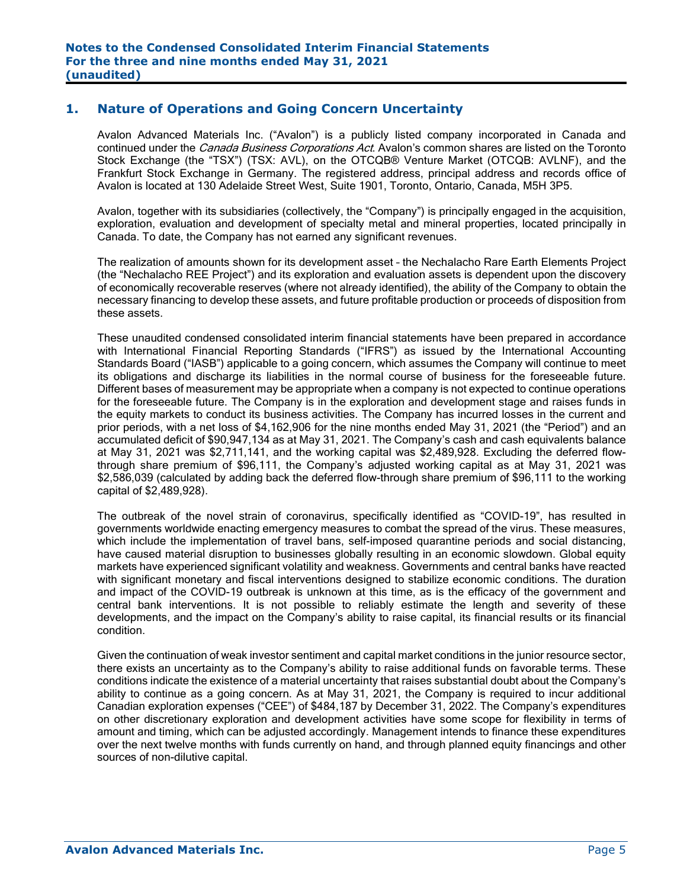## 1. Nature of Operations and Going Concern Uncertainty

Avalon Advanced Materials Inc. ("Avalon") is a publicly listed company incorporated in Canada and continued under the *Canada Business Corporations Act*. Avalon's common shares are listed on the Toronto Stock Exchange (the "TSX") (TSX: AVL), on the OTCQB® Venture Market (OTCQB: AVLNF), and the Frankfurt Stock Exchange in Germany. The registered address, principal address and records office of Avalon is located at 130 Adelaide Street West, Suite 1901, Toronto, Ontario, Canada, M5H 3P5.

Avalon, together with its subsidiaries (collectively, the "Company") is principally engaged in the acquisition, exploration, evaluation and development of specialty metal and mineral properties, located principally in Canada. To date, the Company has not earned any significant revenues.

The realization of amounts shown for its development asset – the Nechalacho Rare Earth Elements Project (the "Nechalacho REE Project") and its exploration and evaluation assets is dependent upon the discovery of economically recoverable reserves (where not already identified), the ability of the Company to obtain the necessary financing to develop these assets, and future profitable production or proceeds of disposition from these assets.

These unaudited condensed consolidated interim financial statements have been prepared in accordance with International Financial Reporting Standards ("IFRS") as issued by the International Accounting Standards Board ("IASB") applicable to a going concern, which assumes the Company will continue to meet its obligations and discharge its liabilities in the normal course of business for the foreseeable future. Different bases of measurement may be appropriate when a company is not expected to continue operations for the foreseeable future. The Company is in the exploration and development stage and raises funds in the equity markets to conduct its business activities. The Company has incurred losses in the current and prior periods, with a net loss of $4,162,906 for the nine months ended May 31, 2021 (the "Period") and an accumulated deficit of $90,947,134 as at May 31, 2021. The Company's cash and cash equivalents balance at May 31, 2021 was $2,711,141, and the working capital was $2,489,928. Excluding the deferred flow-through share premium of $96,111, the Company's adjusted working capital as at May 31, 2021 was $2,586,039 (calculated by adding back the deferred flow-through share premium of $96,111 to the working capital of $2,489,928).

The outbreak of the novel strain of coronavirus, specifically identified as "COVID-19", has resulted in governments worldwide enacting emergency measures to combat the spread of the virus. These measures, which include the implementation of travel bans, self-imposed quarantine periods and social distancing, have caused material disruption to businesses globally resulting in an economic slowdown. Global equity markets have experienced significant volatility and weakness. Governments and central banks have reacted with significant monetary and fiscal interventions designed to stabilize economic conditions. The duration and impact of the COVID-19 outbreak is unknown at this time, as is the efficacy of the government and central bank interventions. It is not possible to reliably estimate the length and severity of these developments, and the impact on the Company's ability to raise capital, its financial results or its financial condition.

Given the continuation of weak investor sentiment and capital market conditions in the junior resource sector, there exists an uncertainty as to the Company's ability to raise additional funds on favorable terms. These conditions indicate the existence of a material uncertainty that raises substantial doubt about the Company's ability to continue as a going concern. As at May 31, 2021, the Company is required to incur additional Canadian exploration expenses ("CEE") of $484,187 by December 31, 2022. The Company's expenditures on other discretionary exploration and development activities have some scope for flexibility in terms of amount and timing, which can be adjusted accordingly. Management intends to finance these expenditures over the next twelve months with funds currently on hand, and through planned equity financings and other sources of non-dilutive capital.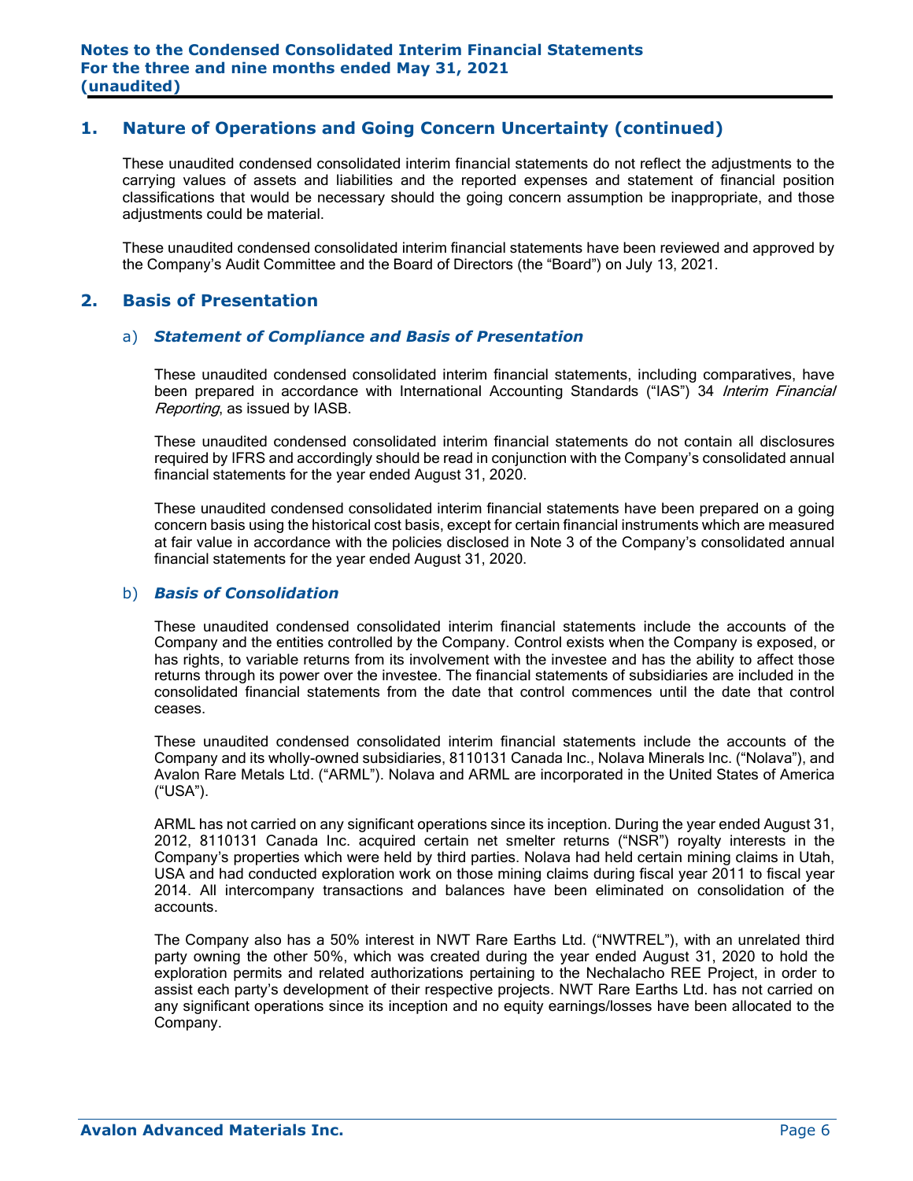## 1. Nature of Operations and Going Concern Uncertainty (continued)

These unaudited condensed consolidated interim financial statements do not reflect the adjustments to the carrying values of assets and liabilities and the reported expenses and statement of financial position classifications that would be necessary should the going concern assumption be inappropriate, and those adjustments could be material.

These unaudited condensed consolidated interim financial statements have been reviewed and approved by the Company's Audit Committee and the Board of Directors (the "Board") on July 13, 2021.

## 2. Basis of Presentation

### a) *Statement of Compliance and Basis of Presentation*

These unaudited condensed consolidated interim financial statements, including comparatives, have been prepared in accordance with International Accounting Standards ("IAS") 34 *Interim Financial Reporting*, as issued by IASB.

These unaudited condensed consolidated interim financial statements do not contain all disclosures required by IFRS and accordingly should be read in conjunction with the Company's consolidated annual financial statements for the year ended August 31, 2020.

These unaudited condensed consolidated interim financial statements have been prepared on a going concern basis using the historical cost basis, except for certain financial instruments which are measured at fair value in accordance with the policies disclosed in Note 3 of the Company's consolidated annual financial statements for the year ended August 31, 2020.

### b) *Basis of Consolidation*

These unaudited condensed consolidated interim financial statements include the accounts of the Company and the entities controlled by the Company. Control exists when the Company is exposed, or has rights, to variable returns from its involvement with the investee and has the ability to affect those returns through its power over the investee. The financial statements of subsidiaries are included in the consolidated financial statements from the date that control commences until the date that control ceases.

These unaudited condensed consolidated interim financial statements include the accounts of the Company and its wholly-owned subsidiaries, 8110131 Canada Inc., Nolava Minerals Inc. ("Nolava"), and Avalon Rare Metals Ltd. ("ARML"). Nolava and ARML are incorporated in the United States of America ("USA").

ARML has not carried on any significant operations since its inception. During the year ended August 31, 2012, 8110131 Canada Inc. acquired certain net smelter returns ("NSR") royalty interests in the Company's properties which were held by third parties. Nolava had held certain mining claims in Utah, USA and had conducted exploration work on those mining claims during fiscal year 2011 to fiscal year 2014. All intercompany transactions and balances have been eliminated on consolidation of the accounts.

The Company also has a 50% interest in NWT Rare Earths Ltd. ("NWTREL"), with an unrelated third party owning the other 50%, which was created during the year ended August 31, 2020 to hold the exploration permits and related authorizations pertaining to the Nechalacho REE Project, in order to assist each party's development of their respective projects. NWT Rare Earths Ltd. has not carried on any significant operations since its inception and no equity earnings/losses have been allocated to the Company.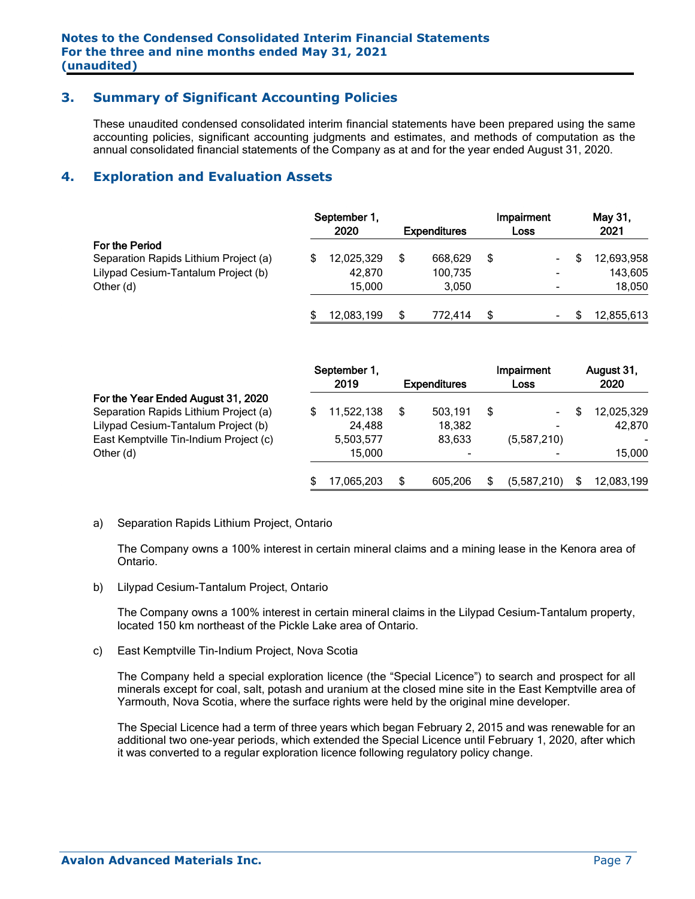## 3. Summary of Significant Accounting Policies

These unaudited condensed consolidated interim financial statements have been prepared using the same accounting policies, significant accounting judgments and estimates, and methods of computation as the annual consolidated financial statements of the Company as at and for the year ended August 31, 2020.

## 4. Exploration and Evaluation Assets

| | September 1, 2020 | Expenditures | Impairment Loss | May 31, 2021 |
|---|---|---|---|---|
| **For the Period** | | | | |
| Separation Rapids Lithium Project (a) | $ 12,025,329 | $ 668,629 | $ - | $ 12,693,958 |
| Lilypad Cesium-Tantalum Project (b) | 42,870 | 100,735 | - | 143,605 |
| Other (d) | 15,000 | 3,050 | - | 18,050 |
| | $ 12,083,199 | $ 772,414 | $ - | $ 12,855,613 |

| | September 1, 2019 | Expenditures | Impairment Loss | August 31, 2020 |
|---|---|---|---|---|
| **For the Year Ended August 31, 2020** | | | | |
| Separation Rapids Lithium Project (a) | $ 11,522,138 | $ 503,191 | $ - | $ 12,025,329 |
| Lilypad Cesium-Tantalum Project (b) | 24,488 | 18,382 | - | 42,870 |
| East Kemptville Tin-Indium Project (c) | 5,503,577 | 83,633 | (5,587,210) | - |
| Other (d) | 15,000 | - | - | 15,000 |
| | $ 17,065,203 | $ 605,206 | $ (5,587,210) | $ 12,083,199 |

a) Separation Rapids Lithium Project, Ontario

The Company owns a 100% interest in certain mineral claims and a mining lease in the Kenora area of Ontario.

b) Lilypad Cesium-Tantalum Project, Ontario

The Company owns a 100% interest in certain mineral claims in the Lilypad Cesium-Tantalum property, located 150 km northeast of the Pickle Lake area of Ontario.

c) East Kemptville Tin-Indium Project, Nova Scotia

The Company held a special exploration licence (the "Special Licence") to search and prospect for all minerals except for coal, salt, potash and uranium at the closed mine site in the East Kemptville area of Yarmouth, Nova Scotia, where the surface rights were held by the original mine developer.

The Special Licence had a term of three years which began February 2, 2015 and was renewable for an additional two one-year periods, which extended the Special Licence until February 1, 2020, after which it was converted to a regular exploration licence following regulatory policy change.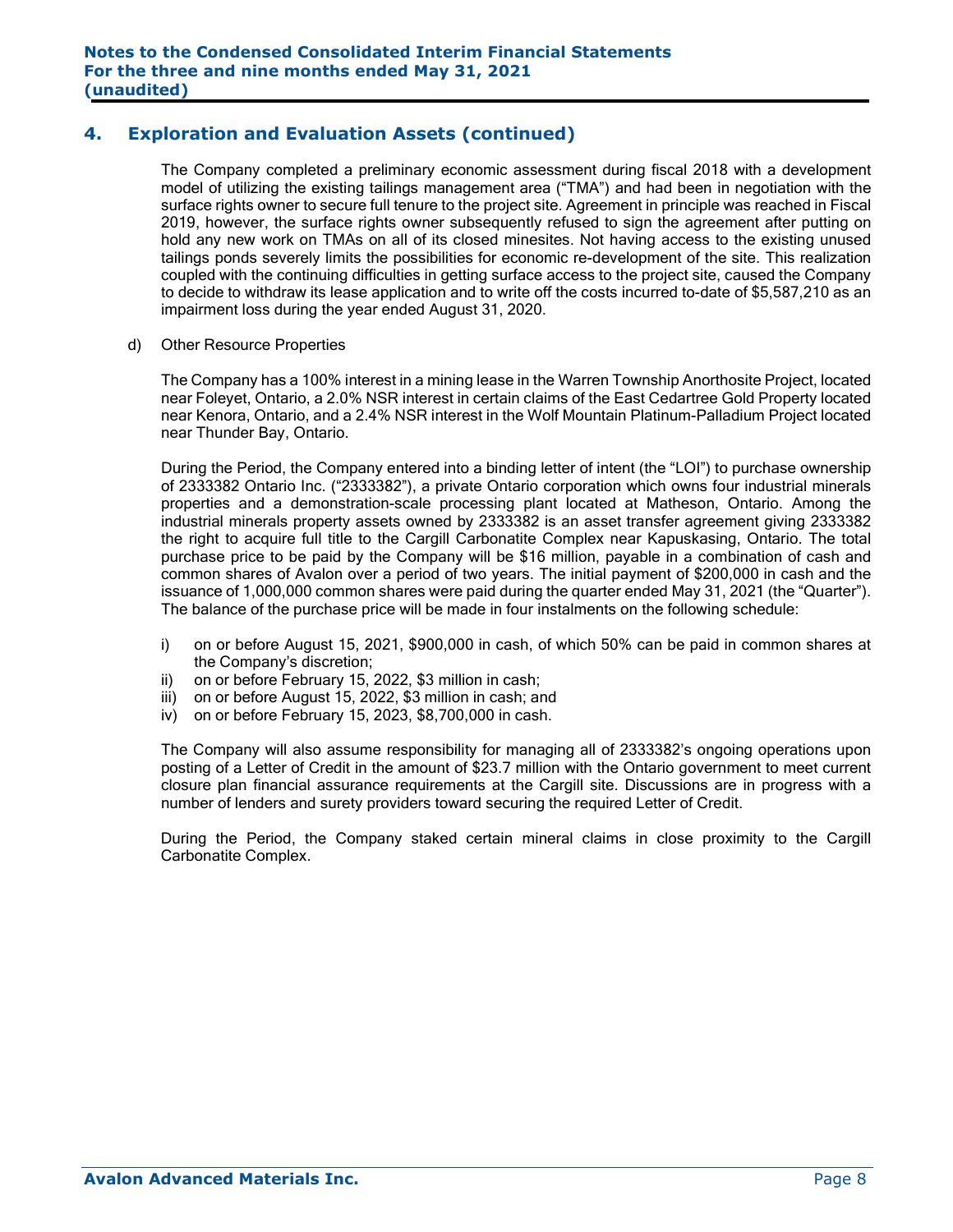## 4. Exploration and Evaluation Assets (continued)

The Company completed a preliminary economic assessment during fiscal 2018 with a development model of utilizing the existing tailings management area ("TMA") and had been in negotiation with the surface rights owner to secure full tenure to the project site. Agreement in principle was reached in Fiscal 2019, however, the surface rights owner subsequently refused to sign the agreement after putting on hold any new work on TMAs on all of its closed minesites. Not having access to the existing unused tailings ponds severely limits the possibilities for economic re-development of the site. This realization coupled with the continuing difficulties in getting surface access to the project site, caused the Company to decide to withdraw its lease application and to write off the costs incurred to-date of $5,587,210 as an impairment loss during the year ended August 31, 2020.

d) Other Resource Properties

The Company has a 100% interest in a mining lease in the Warren Township Anorthosite Project, located near Foleyet, Ontario, a 2.0% NSR interest in certain claims of the East Cedartree Gold Property located near Kenora, Ontario, and a 2.4% NSR interest in the Wolf Mountain Platinum-Palladium Project located near Thunder Bay, Ontario.

During the Period, the Company entered into a binding letter of intent (the "LOI") to purchase ownership of 2333382 Ontario Inc. ("2333382"), a private Ontario corporation which owns four industrial minerals properties and a demonstration-scale processing plant located at Matheson, Ontario. Among the industrial minerals property assets owned by 2333382 is an asset transfer agreement giving 2333382 the right to acquire full title to the Cargill Carbonatite Complex near Kapuskasing, Ontario. The total purchase price to be paid by the Company will be $16 million, payable in a combination of cash and common shares of Avalon over a period of two years. The initial payment of $200,000 in cash and the issuance of 1,000,000 common shares were paid during the quarter ended May 31, 2021 (the "Quarter"). The balance of the purchase price will be made in four instalments on the following schedule:

i) on or before August 15, 2021, $900,000 in cash, of which 50% can be paid in common shares at the Company's discretion;
ii) on or before February 15, 2022, $3 million in cash;
iii) on or before August 15, 2022, $3 million in cash; and
iv) on or before February 15, 2023, $8,700,000 in cash.

The Company will also assume responsibility for managing all of 2333382's ongoing operations upon posting of a Letter of Credit in the amount of $23.7 million with the Ontario government to meet current closure plan financial assurance requirements at the Cargill site. Discussions are in progress with a number of lenders and surety providers toward securing the required Letter of Credit.

During the Period, the Company staked certain mineral claims in close proximity to the Cargill Carbonatite Complex.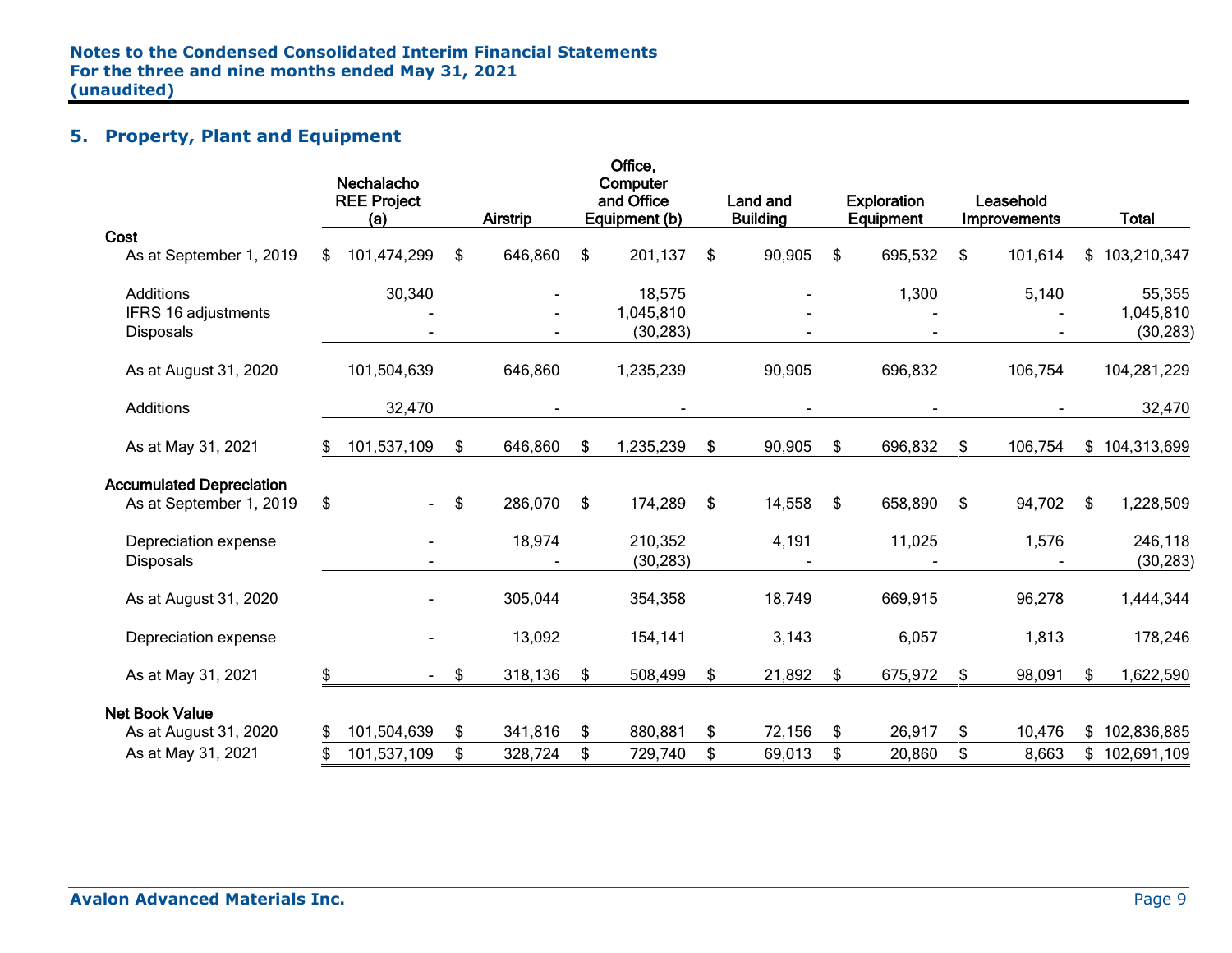## 5. Property, Plant and Equipment

| | Nechalacho REE Project (a) | Airstrip | Office, Computer and Office Equipment (b) | Land and Building | Exploration Equipment | Leasehold Improvements | Total |
|---|---|---|---|---|---|---|---|
| **Cost** | | | | | | | |
| As at September 1, 2019 | $ 101,474,299 | $ 646,860 | $ 201,137 | $ 90,905 | $ 695,532 | $ 101,614 | $ 103,210,347 |
| Additions | 30,340 | - | 18,575 | - | 1,300 | 5,140 | 55,355 |
| IFRS 16 adjustments | - | - | 1,045,810 | - | - | - | 1,045,810 |
| Disposals | - | - | (30,283) | - | - | - | (30,283) |
| As at August 31, 2020 | 101,504,639 | 646,860 | 1,235,239 | 90,905 | 696,832 | 106,754 | 104,281,229 |
| Additions | 32,470 | - | - | - | - | - | 32,470 |
| As at May 31, 2021 | $ 101,537,109 | $ 646,860 | $ 1,235,239 | $ 90,905 | $ 696,832 | $ 106,754 | $ 104,313,699 |
| **Accumulated Depreciation** | | | | | | | |
| As at September 1, 2019 | $ - | $ 286,070 | $ 174,289 | $ 14,558 | $ 658,890 | $ 94,702 | $ 1,228,509 |
| Depreciation expense | - | 18,974 | 210,352 | 4,191 | 11,025 | 1,576 | 246,118 |
| Disposals | - | - | (30,283) | - | - | - | (30,283) |
| As at August 31, 2020 | - | 305,044 | 354,358 | 18,749 | 669,915 | 96,278 | 1,444,344 |
| Depreciation expense | - | 13,092 | 154,141 | 3,143 | 6,057 | 1,813 | 178,246 |
| As at May 31, 2021 | $ - | $ 318,136 | $ 508,499 | $ 21,892 | $ 675,972 | $ 98,091 | $ 1,622,590 |
| **Net Book Value** | | | | | | | |
| As at August 31, 2020 | $ 101,504,639 | $ 341,816 | $ 880,881 | $ 72,156 | $ 26,917 | $ 10,476 | $ 102,836,885 |
| As at May 31, 2021 | $ 101,537,109 | $ 328,724 | $ 729,740 | $ 69,013 | $ 20,860 | $ 8,663 | $ 102,691,109 |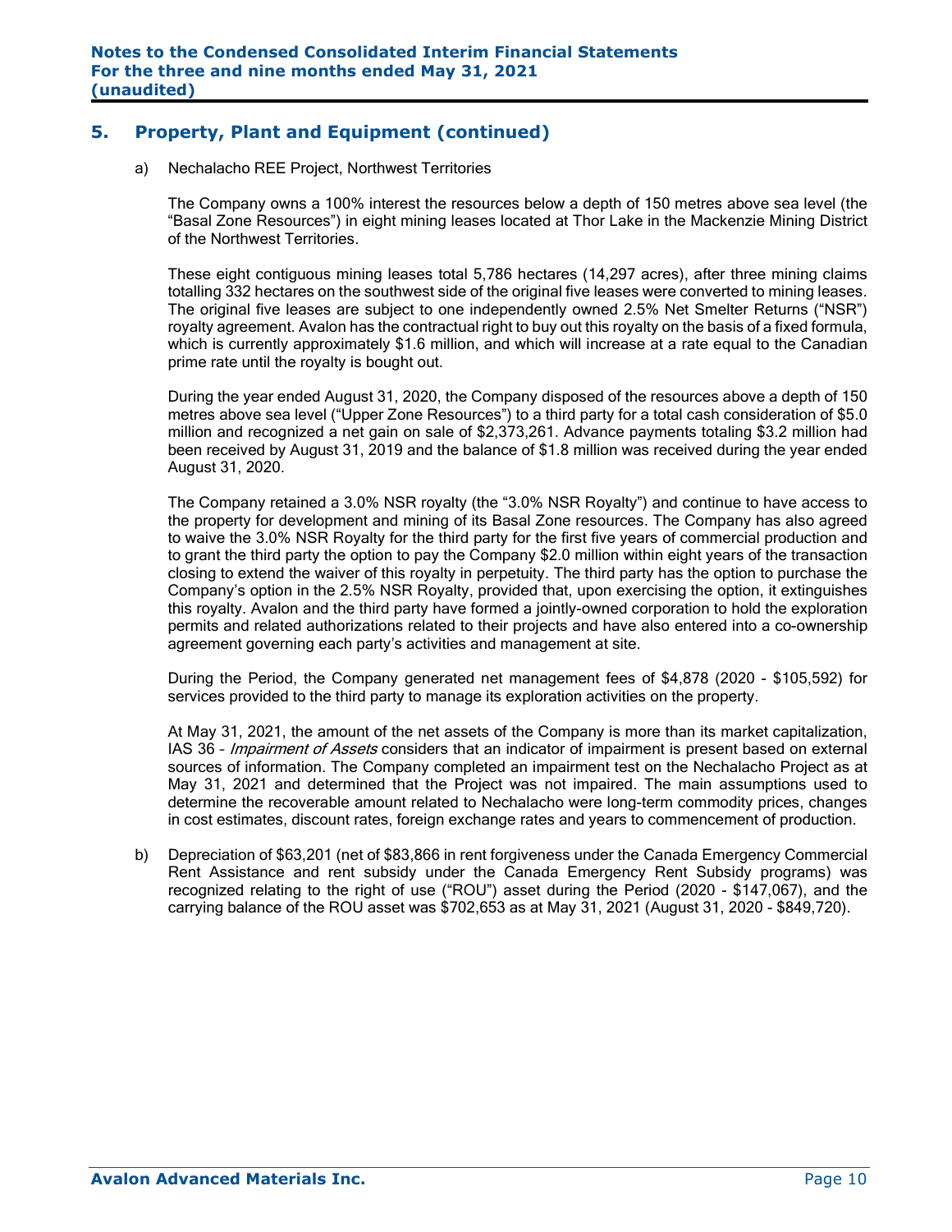## 5. Property, Plant and Equipment (continued)

a) Nechalacho REE Project, Northwest Territories

The Company owns a 100% interest the resources below a depth of 150 metres above sea level (the "Basal Zone Resources") in eight mining leases located at Thor Lake in the Mackenzie Mining District of the Northwest Territories.

These eight contiguous mining leases total 5,786 hectares (14,297 acres), after three mining claims totalling 332 hectares on the southwest side of the original five leases were converted to mining leases. The original five leases are subject to one independently owned 2.5% Net Smelter Returns ("NSR") royalty agreement. Avalon has the contractual right to buy out this royalty on the basis of a fixed formula, which is currently approximately $1.6 million, and which will increase at a rate equal to the Canadian prime rate until the royalty is bought out.

During the year ended August 31, 2020, the Company disposed of the resources above a depth of 150 metres above sea level ("Upper Zone Resources") to a third party for a total cash consideration of $5.0 million and recognized a net gain on sale of $2,373,261. Advance payments totaling $3.2 million had been received by August 31, 2019 and the balance of $1.8 million was received during the year ended August 31, 2020.

The Company retained a 3.0% NSR royalty (the "3.0% NSR Royalty") and continue to have access to the property for development and mining of its Basal Zone resources. The Company has also agreed to waive the 3.0% NSR Royalty for the third party for the first five years of commercial production and to grant the third party the option to pay the Company $2.0 million within eight years of the transaction closing to extend the waiver of this royalty in perpetuity. The third party has the option to purchase the Company's option in the 2.5% NSR Royalty, provided that, upon exercising the option, it extinguishes this royalty. Avalon and the third party have formed a jointly-owned corporation to hold the exploration permits and related authorizations related to their projects and have also entered into a co-ownership agreement governing each party's activities and management at site.

During the Period, the Company generated net management fees of $4,878 (2020 - $105,592) for services provided to the third party to manage its exploration activities on the property.

At May 31, 2021, the amount of the net assets of the Company is more than its market capitalization, IAS 36 – *Impairment of Assets* considers that an indicator of impairment is present based on external sources of information. The Company completed an impairment test on the Nechalacho Project as at May 31, 2021 and determined that the Project was not impaired. The main assumptions used to determine the recoverable amount related to Nechalacho were long-term commodity prices, changes in cost estimates, discount rates, foreign exchange rates and years to commencement of production.

b) Depreciation of $63,201 (net of $83,866 in rent forgiveness under the Canada Emergency Commercial Rent Assistance and rent subsidy under the Canada Emergency Rent Subsidy programs) was recognized relating to the right of use ("ROU") asset during the Period (2020 - $147,067), and the carrying balance of the ROU asset was $702,653 as at May 31, 2021 (August 31, 2020 - $849,720).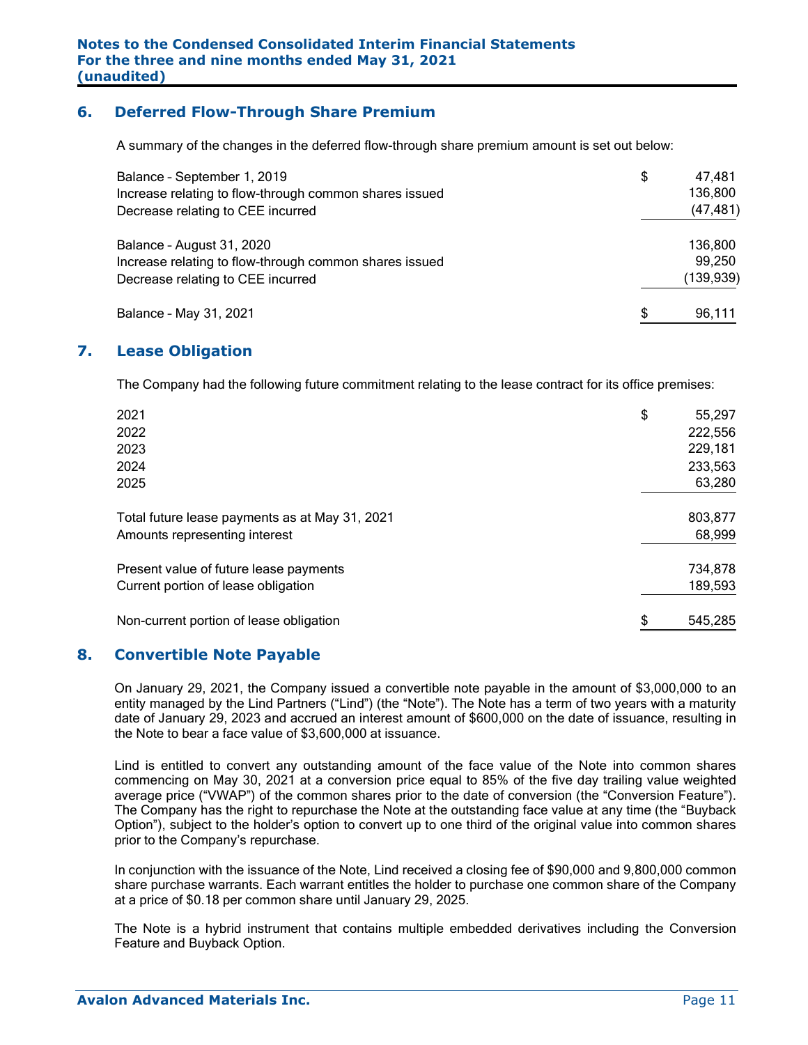## 6. Deferred Flow-Through Share Premium

A summary of the changes in the deferred flow-through share premium amount is set out below:

| | |
|---|---|
| Balance – September 1, 2019 | $ 47,481 |
| Increase relating to flow-through common shares issued | 136,800 |
| Decrease relating to CEE incurred | (47,481) |
| Balance – August 31, 2020 | 136,800 |
| Increase relating to flow-through common shares issued | 99,250 |
| Decrease relating to CEE incurred | (139,939) |
| Balance – May 31, 2021 | $ 96,111 |

## 7. Lease Obligation

The Company had the following future commitment relating to the lease contract for its office premises:

| | |
|---|---|
| 2021 | $ 55,297 |
| 2022 | 222,556 |
| 2023 | 229,181 |
| 2024 | 233,563 |
| 2025 | 63,280 |
| Total future lease payments as at May 31, 2021 | 803,877 |
| Amounts representing interest | 68,999 |
| Present value of future lease payments | 734,878 |
| Current portion of lease obligation | 189,593 |
| Non-current portion of lease obligation | $ 545,285 |

## 8. Convertible Note Payable

On January 29, 2021, the Company issued a convertible note payable in the amount of $3,000,000 to an entity managed by the Lind Partners ("Lind") (the "Note"). The Note has a term of two years with a maturity date of January 29, 2023 and accrued an interest amount of $600,000 on the date of issuance, resulting in the Note to bear a face value of $3,600,000 at issuance.

Lind is entitled to convert any outstanding amount of the face value of the Note into common shares commencing on May 30, 2021 at a conversion price equal to 85% of the five day trailing value weighted average price ("VWAP") of the common shares prior to the date of conversion (the "Conversion Feature"). The Company has the right to repurchase the Note at the outstanding face value at any time (the "Buyback Option"), subject to the holder's option to convert up to one third of the original value into common shares prior to the Company's repurchase.

In conjunction with the issuance of the Note, Lind received a closing fee of $90,000 and 9,800,000 common share purchase warrants. Each warrant entitles the holder to purchase one common share of the Company at a price of $0.18 per common share until January 29, 2025.

The Note is a hybrid instrument that contains multiple embedded derivatives including the Conversion Feature and Buyback Option.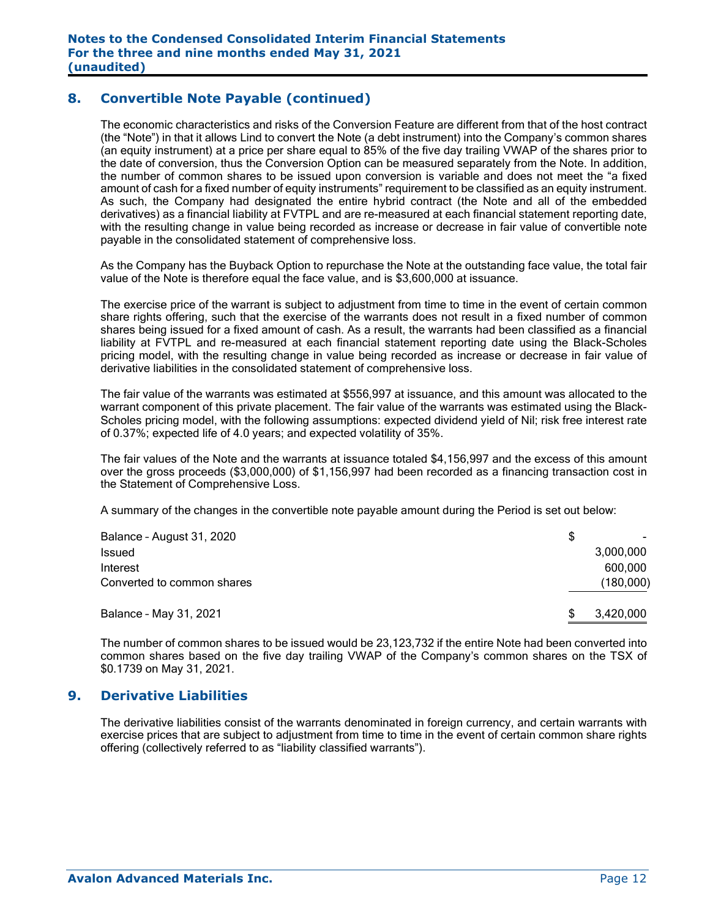## 8. Convertible Note Payable (continued)

The economic characteristics and risks of the Conversion Feature are different from that of the host contract (the "Note") in that it allows Lind to convert the Note (a debt instrument) into the Company's common shares (an equity instrument) at a price per share equal to 85% of the five day trailing VWAP of the shares prior to the date of conversion, thus the Conversion Option can be measured separately from the Note. In addition, the number of common shares to be issued upon conversion is variable and does not meet the "a fixed amount of cash for a fixed number of equity instruments" requirement to be classified as an equity instrument. As such, the Company had designated the entire hybrid contract (the Note and all of the embedded derivatives) as a financial liability at FVTPL and are re-measured at each financial statement reporting date, with the resulting change in value being recorded as increase or decrease in fair value of convertible note payable in the consolidated statement of comprehensive loss.

As the Company has the Buyback Option to repurchase the Note at the outstanding face value, the total fair value of the Note is therefore equal the face value, and is $3,600,000 at issuance.

The exercise price of the warrant is subject to adjustment from time to time in the event of certain common share rights offering, such that the exercise of the warrants does not result in a fixed number of common shares being issued for a fixed amount of cash. As a result, the warrants had been classified as a financial liability at FVTPL and re-measured at each financial statement reporting date using the Black-Scholes pricing model, with the resulting change in value being recorded as increase or decrease in fair value of derivative liabilities in the consolidated statement of comprehensive loss.

The fair value of the warrants was estimated at $556,997 at issuance, and this amount was allocated to the warrant component of this private placement. The fair value of the warrants was estimated using the Black-Scholes pricing model, with the following assumptions: expected dividend yield of Nil; risk free interest rate of 0.37%; expected life of 4.0 years; and expected volatility of 35%.

The fair values of the Note and the warrants at issuance totaled $4,156,997 and the excess of this amount over the gross proceeds ($3,000,000) of $1,156,997 had been recorded as a financing transaction cost in the Statement of Comprehensive Loss.

A summary of the changes in the convertible note payable amount during the Period is set out below:

| | |
|---|---|
| Balance – August 31, 2020 | $ - |
| Issued | 3,000,000 |
| Interest | 600,000 |
| Converted to common shares | (180,000) |
| Balance – May 31, 2021 | $ 3,420,000 |

The number of common shares to be issued would be 23,123,732 if the entire Note had been converted into common shares based on the five day trailing VWAP of the Company's common shares on the TSX of $0.1739 on May 31, 2021.

## 9. Derivative Liabilities

The derivative liabilities consist of the warrants denominated in foreign currency, and certain warrants with exercise prices that are subject to adjustment from time to time in the event of certain common share rights offering (collectively referred to as "liability classified warrants").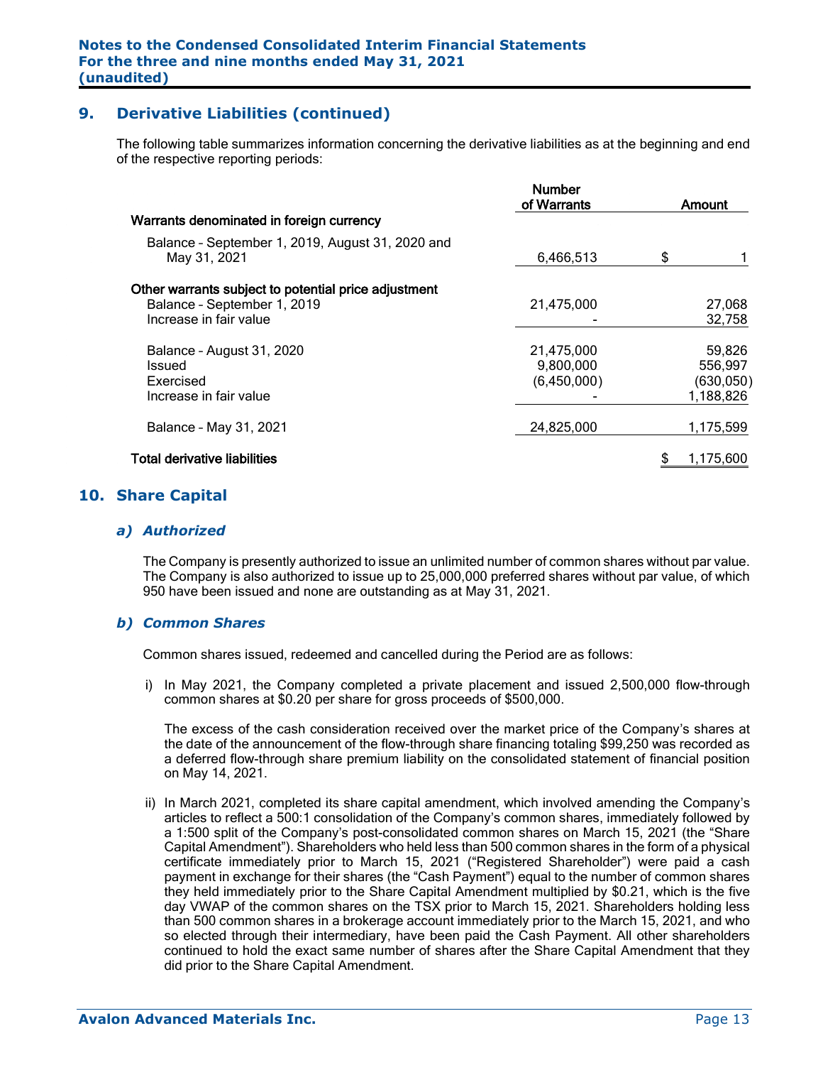## 9. Derivative Liabilities (continued)

The following table summarizes information concerning the derivative liabilities as at the beginning and end of the respective reporting periods:

| | Number of Warrants | Amount |
|---|---|---|
| **Warrants denominated in foreign currency** | | |
| Balance – September 1, 2019, August 31, 2020 and May 31, 2021 | 6,466,513 | $ 1 |
| **Other warrants subject to potential price adjustment** | | |
| Balance – September 1, 2019 | 21,475,000 | 27,068 |
| Increase in fair value | - | 32,758 |
| Balance – August 31, 2020 | 21,475,000 | 59,826 |
| Issued | 9,800,000 | 556,997 |
| Exercised | (6,450,000) | (630,050) |
| Increase in fair value | - | 1,188,826 |
| Balance – May 31, 2021 | 24,825,000 | 1,175,599 |
| **Total derivative liabilities** | | $ 1,175,600 |

## 10. Share Capital

### *a) Authorized*

The Company is presently authorized to issue an unlimited number of common shares without par value. The Company is also authorized to issue up to 25,000,000 preferred shares without par value, of which 950 have been issued and none are outstanding as at May 31, 2021.

### *b) Common Shares*

Common shares issued, redeemed and cancelled during the Period are as follows:

i) In May 2021, the Company completed a private placement and issued 2,500,000 flow-through common shares at $0.20 per share for gross proceeds of $500,000.

   The excess of the cash consideration received over the market price of the Company's shares at the date of the announcement of the flow-through share financing totaling $99,250 was recorded as a deferred flow-through share premium liability on the consolidated statement of financial position on May 14, 2021.

ii) In March 2021, completed its share capital amendment, which involved amending the Company's articles to reflect a 500:1 consolidation of the Company's common shares, immediately followed by a 1:500 split of the Company's post-consolidated common shares on March 15, 2021 (the "Share Capital Amendment"). Shareholders who held less than 500 common shares in the form of a physical certificate immediately prior to March 15, 2021 ("Registered Shareholder") were paid a cash payment in exchange for their shares (the "Cash Payment") equal to the number of common shares they held immediately prior to the Share Capital Amendment multiplied by $0.21, which is the five day VWAP of the common shares on the TSX prior to March 15, 2021. Shareholders holding less than 500 common shares in a brokerage account immediately prior to the March 15, 2021, and who so elected through their intermediary, have been paid the Cash Payment. All other shareholders continued to hold the exact same number of shares after the Share Capital Amendment that they did prior to the Share Capital Amendment.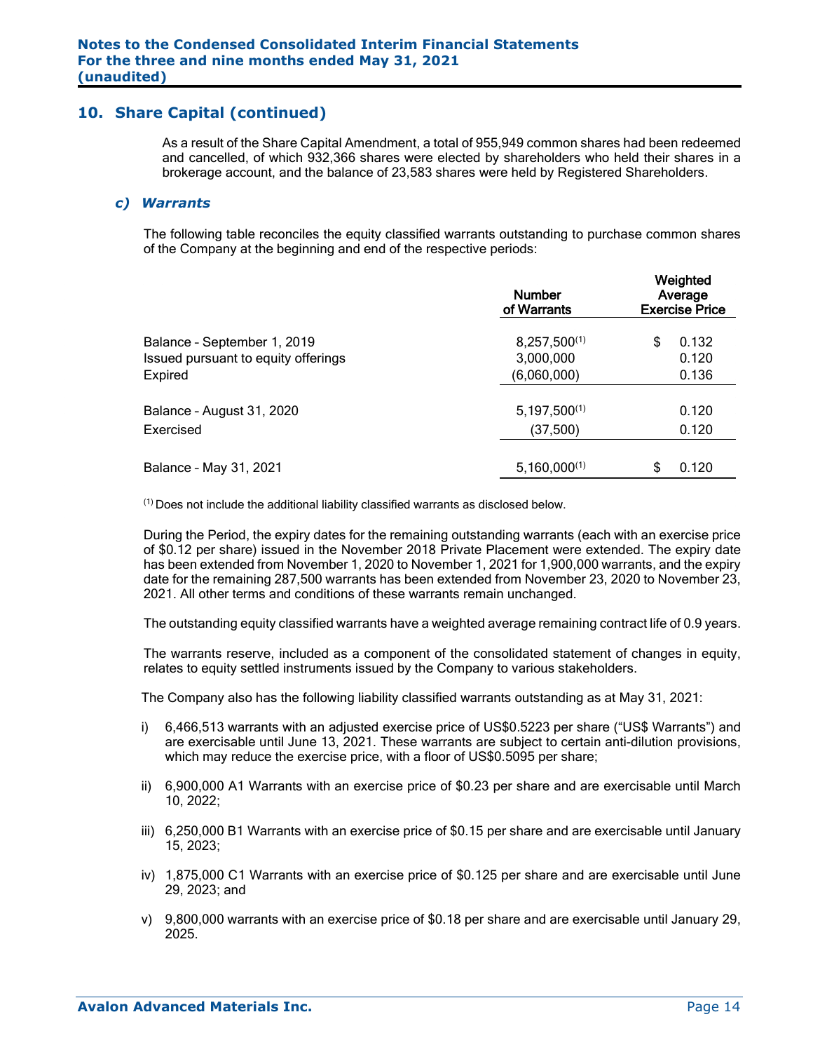## 10. Share Capital (continued)

As a result of the Share Capital Amendment, a total of 955,949 common shares had been redeemed and cancelled, of which 932,366 shares were elected by shareholders who held their shares in a brokerage account, and the balance of 23,583 shares were held by Registered Shareholders.

### *c) Warrants*

The following table reconciles the equity classified warrants outstanding to purchase common shares of the Company at the beginning and end of the respective periods:

| | Number of Warrants | Weighted Average Exercise Price |
|---|---|---|
| Balance – September 1, 2019 | 8,257,500[(1)] | $ 0.132 |
| Issued pursuant to equity offerings | 3,000,000 | 0.120 |
| Expired | (6,060,000) | 0.136 |
| Balance – August 31, 2020 | 5,197,500[(1)] | 0.120 |
| Exercised | (37,500) | 0.120 |
| Balance – May 31, 2021 | 5,160,000[(1)] | $ 0.120 |

[(1)] Does not include the additional liability classified warrants as disclosed below.

During the Period, the expiry dates for the remaining outstanding warrants (each with an exercise price of $0.12 per share) issued in the November 2018 Private Placement were extended. The expiry date has been extended from November 1, 2020 to November 1, 2021 for 1,900,000 warrants, and the expiry date for the remaining 287,500 warrants has been extended from November 23, 2020 to November 23, 2021. All other terms and conditions of these warrants remain unchanged.

The outstanding equity classified warrants have a weighted average remaining contract life of 0.9 years.

The warrants reserve, included as a component of the consolidated statement of changes in equity, relates to equity settled instruments issued by the Company to various stakeholders.

The Company also has the following liability classified warrants outstanding as at May 31, 2021:

i) 6,466,513 warrants with an adjusted exercise price of US$0.5223 per share ("US$ Warrants") and are exercisable until June 13, 2021. These warrants are subject to certain anti-dilution provisions, which may reduce the exercise price, with a floor of US$0.5095 per share;

ii) 6,900,000 A1 Warrants with an exercise price of $0.23 per share and are exercisable until March 10, 2022;

iii) 6,250,000 B1 Warrants with an exercise price of $0.15 per share and are exercisable until January 15, 2023;

iv) 1,875,000 C1 Warrants with an exercise price of $0.125 per share and are exercisable until June 29, 2023; and

v) 9,800,000 warrants with an exercise price of $0.18 per share and are exercisable until January 29, 2025.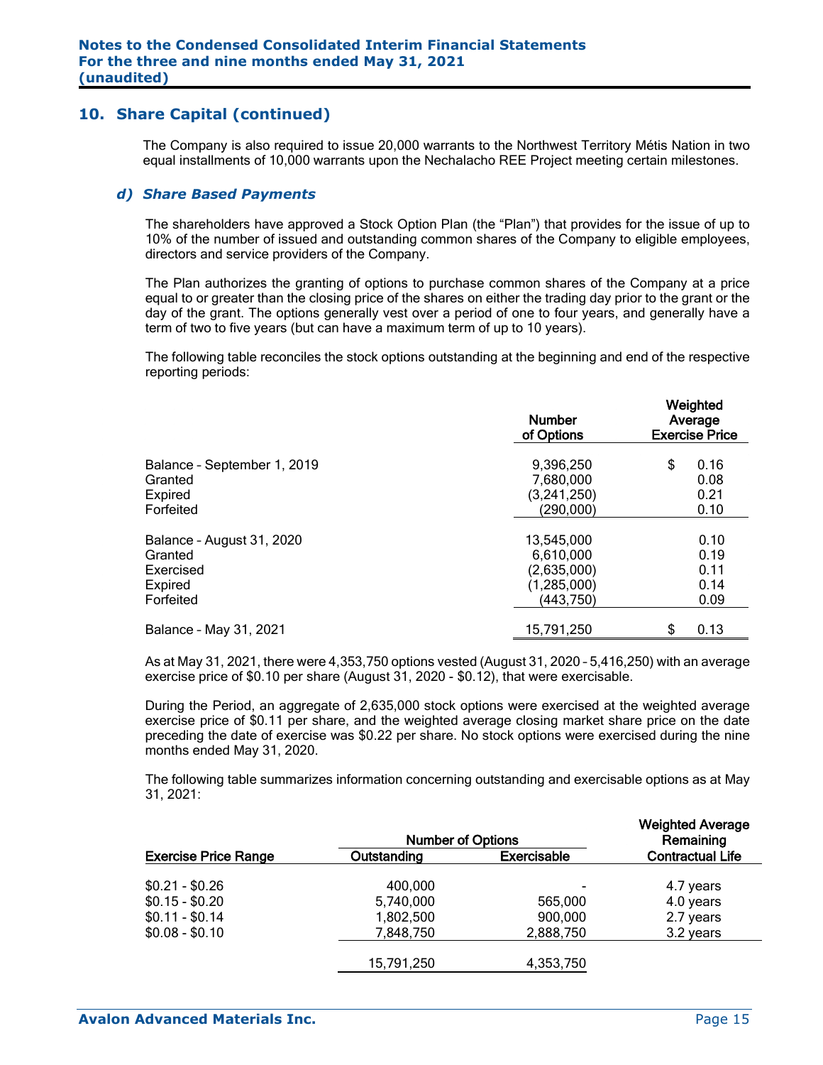## 10. Share Capital (continued)

The Company is also required to issue 20,000 warrants to the Northwest Territory Métis Nation in two equal installments of 10,000 warrants upon the Nechalacho REE Project meeting certain milestones.

### *d) Share Based Payments*

The shareholders have approved a Stock Option Plan (the "Plan") that provides for the issue of up to 10% of the number of issued and outstanding common shares of the Company to eligible employees, directors and service providers of the Company.

The Plan authorizes the granting of options to purchase common shares of the Company at a price equal to or greater than the closing price of the shares on either the trading day prior to the grant or the day of the grant. The options generally vest over a period of one to four years, and generally have a term of two to five years (but can have a maximum term of up to 10 years).

The following table reconciles the stock options outstanding at the beginning and end of the respective reporting periods:

| | Number of Options | Weighted Average Exercise Price |
|---|---|---|
| Balance – September 1, 2019 | 9,396,250 | $ 0.16 |
| Granted | 7,680,000 | 0.08 |
| Expired | (3,241,250) | 0.21 |
| Forfeited | (290,000) | 0.10 |
| Balance – August 31, 2020 | 13,545,000 | 0.10 |
| Granted | 6,610,000 | 0.19 |
| Exercised | (2,635,000) | 0.11 |
| Expired | (1,285,000) | 0.14 |
| Forfeited | (443,750) | 0.09 |
| Balance – May 31, 2021 | 15,791,250 | $ 0.13 |

As at May 31, 2021, there were 4,353,750 options vested (August 31, 2020 – 5,416,250) with an average exercise price of $0.10 per share (August 31, 2020 - $0.12), that were exercisable.

During the Period, an aggregate of 2,635,000 stock options were exercised at the weighted average exercise price of $0.11 per share, and the weighted average closing market share price on the date preceding the date of exercise was $0.22 per share. No stock options were exercised during the nine months ended May 31, 2020.

The following table summarizes information concerning outstanding and exercisable options as at May 31, 2021:

| | Number of Options | | Weighted Average Remaining |
|---|---|---|---|
| Exercise Price Range | Outstanding | Exercisable | Contractual Life |
| $0.21 - $0.26 | 400,000 | - | 4.7 years |
| $0.15 - $0.20 | 5,740,000 | 565,000 | 4.0 years |
| $0.11 - $0.14 | 1,802,500 | 900,000 | 2.7 years |
| $0.08 - $0.10 | 7,848,750 | 2,888,750 | 3.2 years |
| | 15,791,250 | 4,353,750 | |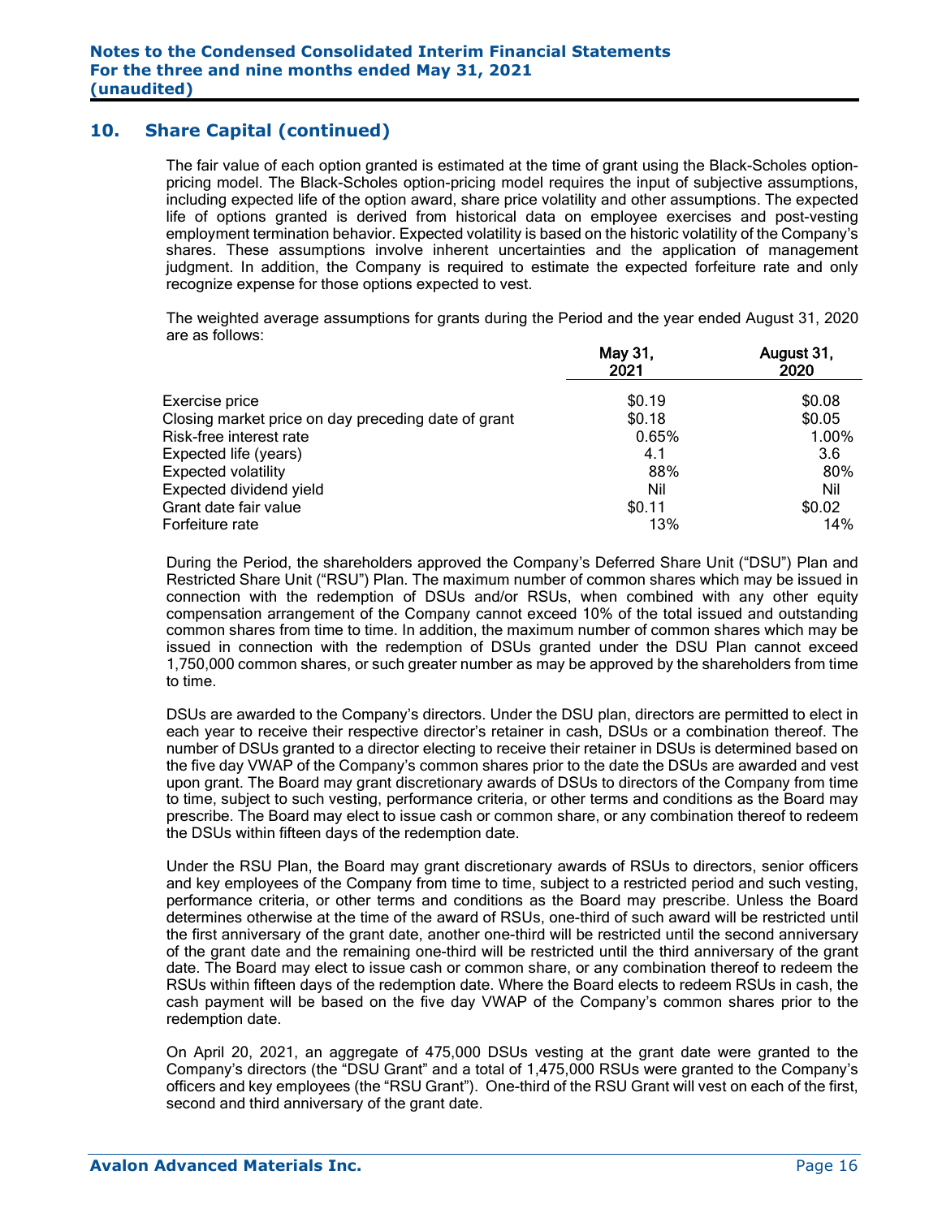## 10. Share Capital (continued)

The fair value of each option granted is estimated at the time of grant using the Black-Scholes option-pricing model. The Black-Scholes option-pricing model requires the input of subjective assumptions, including expected life of the option award, share price volatility and other assumptions. The expected life of options granted is derived from historical data on employee exercises and post-vesting employment termination behavior. Expected volatility is based on the historic volatility of the Company's shares. These assumptions involve inherent uncertainties and the application of management judgment. In addition, the Company is required to estimate the expected forfeiture rate and only recognize expense for those options expected to vest.

The weighted average assumptions for grants during the Period and the year ended August 31, 2020 are as follows:

| | May 31, 2021 | August 31, 2020 |
|---|---|---|
| Exercise price | $0.19 | $0.08 |
| Closing market price on day preceding date of grant | $0.18 | $0.05 |
| Risk-free interest rate | 0.65% | 1.00% |
| Expected life (years) | 4.1 | 3.6 |
| Expected volatility | 88% | 80% |
| Expected dividend yield | Nil | Nil |
| Grant date fair value | $0.11 | $0.02 |
| Forfeiture rate | 13% | 14% |

During the Period, the shareholders approved the Company's Deferred Share Unit ("DSU") Plan and Restricted Share Unit ("RSU") Plan. The maximum number of common shares which may be issued in connection with the redemption of DSUs and/or RSUs, when combined with any other equity compensation arrangement of the Company cannot exceed 10% of the total issued and outstanding common shares from time to time. In addition, the maximum number of common shares which may be issued in connection with the redemption of DSUs granted under the DSU Plan cannot exceed 1,750,000 common shares, or such greater number as may be approved by the shareholders from time to time.

DSUs are awarded to the Company's directors. Under the DSU plan, directors are permitted to elect in each year to receive their respective director's retainer in cash, DSUs or a combination thereof. The number of DSUs granted to a director electing to receive their retainer in DSUs is determined based on the five day VWAP of the Company's common shares prior to the date the DSUs are awarded and vest upon grant. The Board may grant discretionary awards of DSUs to directors of the Company from time to time, subject to such vesting, performance criteria, or other terms and conditions as the Board may prescribe. The Board may elect to issue cash or common share, or any combination thereof to redeem the DSUs within fifteen days of the redemption date.

Under the RSU Plan, the Board may grant discretionary awards of RSUs to directors, senior officers and key employees of the Company from time to time, subject to a restricted period and such vesting, performance criteria, or other terms and conditions as the Board may prescribe. Unless the Board determines otherwise at the time of the award of RSUs, one-third of such award will be restricted until the first anniversary of the grant date, another one-third will be restricted until the second anniversary of the grant date and the remaining one-third will be restricted until the third anniversary of the grant date. The Board may elect to issue cash or common share, or any combination thereof to redeem the RSUs within fifteen days of the redemption date. Where the Board elects to redeem RSUs in cash, the cash payment will be based on the five day VWAP of the Company's common shares prior to the redemption date.

On April 20, 2021, an aggregate of 475,000 DSUs vesting at the grant date were granted to the Company's directors (the "DSU Grant" and a total of 1,475,000 RSUs were granted to the Company's officers and key employees (the "RSU Grant"). One-third of the RSU Grant will vest on each of the first, second and third anniversary of the grant date.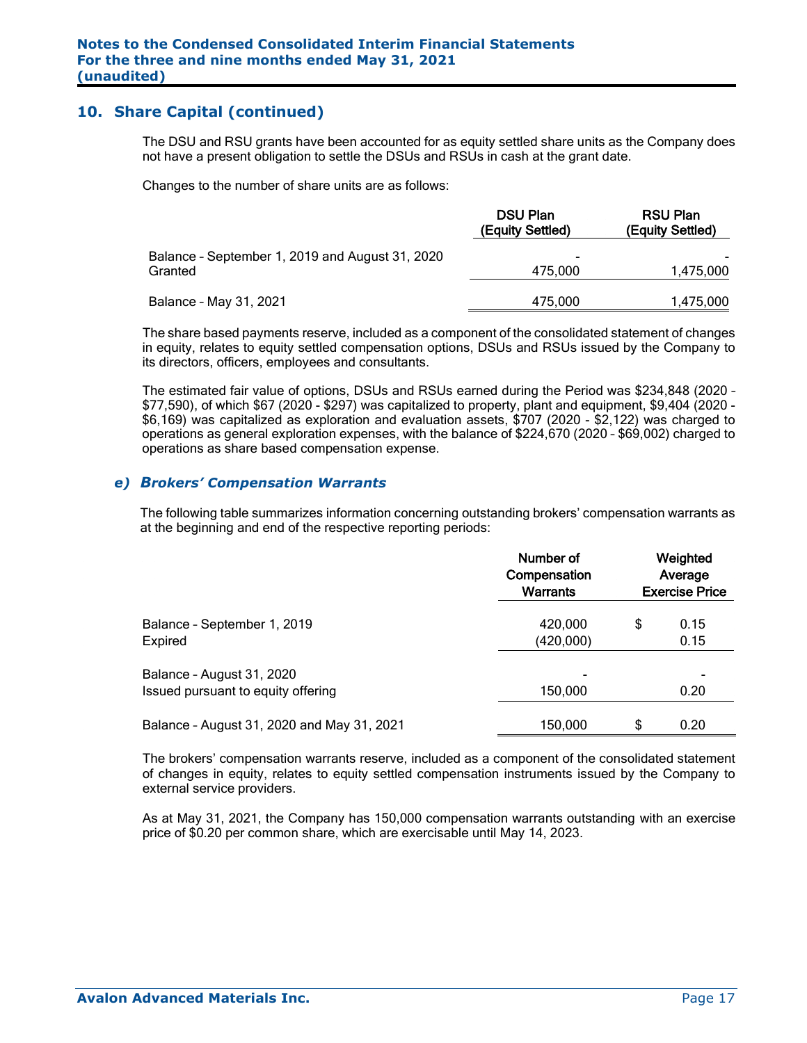## 10. Share Capital (continued)

The DSU and RSU grants have been accounted for as equity settled share units as the Company does not have a present obligation to settle the DSUs and RSUs in cash at the grant date.

Changes to the number of share units are as follows:

| | DSU Plan (Equity Settled) | RSU Plan (Equity Settled) |
|---|---|---|
| Balance – September 1, 2019 and August 31, 2020 | - | - |
| Granted | 475,000 | 1,475,000 |
| Balance – May 31, 2021 | 475,000 | 1,475,000 |

The share based payments reserve, included as a component of the consolidated statement of changes in equity, relates to equity settled compensation options, DSUs and RSUs issued by the Company to its directors, officers, employees and consultants.

The estimated fair value of options, DSUs and RSUs earned during the Period was $234,848 (2020 – $77,590), of which $67 (2020 - $297) was capitalized to property, plant and equipment, $9,404 (2020 - $6,169) was capitalized as exploration and evaluation assets, $707 (2020 - $2,122) was charged to operations as general exploration expenses, with the balance of $224,670 (2020 – $69,002) charged to operations as share based compensation expense.

### *e) Brokers' Compensation Warrants*

The following table summarizes information concerning outstanding brokers' compensation warrants as at the beginning and end of the respective reporting periods:

| | Number of Compensation Warrants | Weighted Average Exercise Price |
|---|---|---|
| Balance – September 1, 2019 | 420,000 | $ 0.15 |
| Expired | (420,000) | 0.15 |
| Balance – August 31, 2020 | - | - |
| Issued pursuant to equity offering | 150,000 | 0.20 |
| Balance – August 31, 2020 and May 31, 2021 | 150,000 | $ 0.20 |

The brokers' compensation warrants reserve, included as a component of the consolidated statement of changes in equity, relates to equity settled compensation instruments issued by the Company to external service providers.

As at May 31, 2021, the Company has 150,000 compensation warrants outstanding with an exercise price of $0.20 per common share, which are exercisable until May 14, 2023.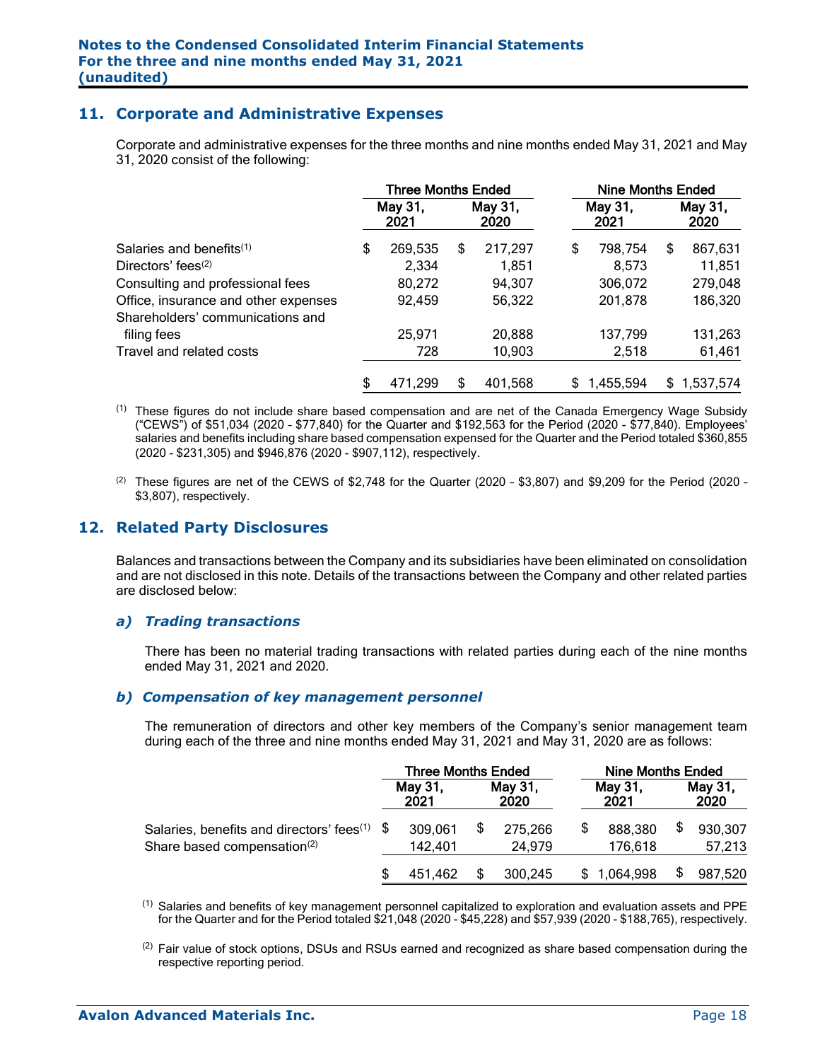## 11. Corporate and Administrative Expenses

Corporate and administrative expenses for the three months and nine months ended May 31, 2021 and May 31, 2020 consist of the following:

| | Three Months Ended | | Nine Months Ended | |
|---|---|---|---|---|
| | May 31, 2021 | May 31, 2020 | May 31, 2021 | May 31, 2020 |
| Salaries and benefits[(1)] | $ 269,535 | $ 217,297 | $ 798,754 | $ 867,631 |
| Directors' fees[(2)] | 2,334 | 1,851 | 8,573 | 11,851 |
| Consulting and professional fees | 80,272 | 94,307 | 306,072 | 279,048 |
| Office, insurance and other expenses | 92,459 | 56,322 | 201,878 | 186,320 |
| Shareholders' communications and filing fees | 25,971 | 20,888 | 137,799 | 131,263 |
| Travel and related costs | 728 | 10,903 | 2,518 | 61,461 |
| | $ 471,299 | $ 401,568 | $ 1,455,594 | $ 1,537,574 |

(1) These figures do not include share based compensation and are net of the Canada Emergency Wage Subsidy ("CEWS") of $51,034 (2020 - $77,840) for the Quarter and $192,563 for the Period (2020 - $77,840). Employees' salaries and benefits including share based compensation expensed for the Quarter and the Period totaled $360,855 (2020 - $231,305) and $946,876 (2020 - $907,112), respectively.

(2) These figures are net of the CEWS of $2,748 for the Quarter (2020 - $3,807) and $9,209 for the Period (2020 - $3,807), respectively.

## 12. Related Party Disclosures

Balances and transactions between the Company and its subsidiaries have been eliminated on consolidation and are not disclosed in this note. Details of the transactions between the Company and other related parties are disclosed below:

### *a) Trading transactions*

There has been no material trading transactions with related parties during each of the nine months ended May 31, 2021 and 2020.

### *b) Compensation of key management personnel*

The remuneration of directors and other key members of the Company's senior management team during each of the three and nine months ended May 31, 2021 and May 31, 2020 are as follows:

| | Three Months Ended | | Nine Months Ended | |
|---|---|---|---|---|
| | May 31, 2021 | May 31, 2020 | May 31, 2021 | May 31, 2020 |
| Salaries, benefits and directors' fees[(1)] | $ 309,061 | $ 275,266 | $ 888,380 | $ 930,307 |
| Share based compensation[(2)] | 142,401 | 24,979 | 176,618 | 57,213 |
| | $ 451,462 | $ 300,245 | $ 1,064,998 | $ 987,520 |

(1) Salaries and benefits of key management personnel capitalized to exploration and evaluation assets and PPE for the Quarter and for the Period totaled $21,048 (2020 - $45,228) and $57,939 (2020 - $188,765), respectively.

(2) Fair value of stock options, DSUs and RSUs earned and recognized as share based compensation during the respective reporting period.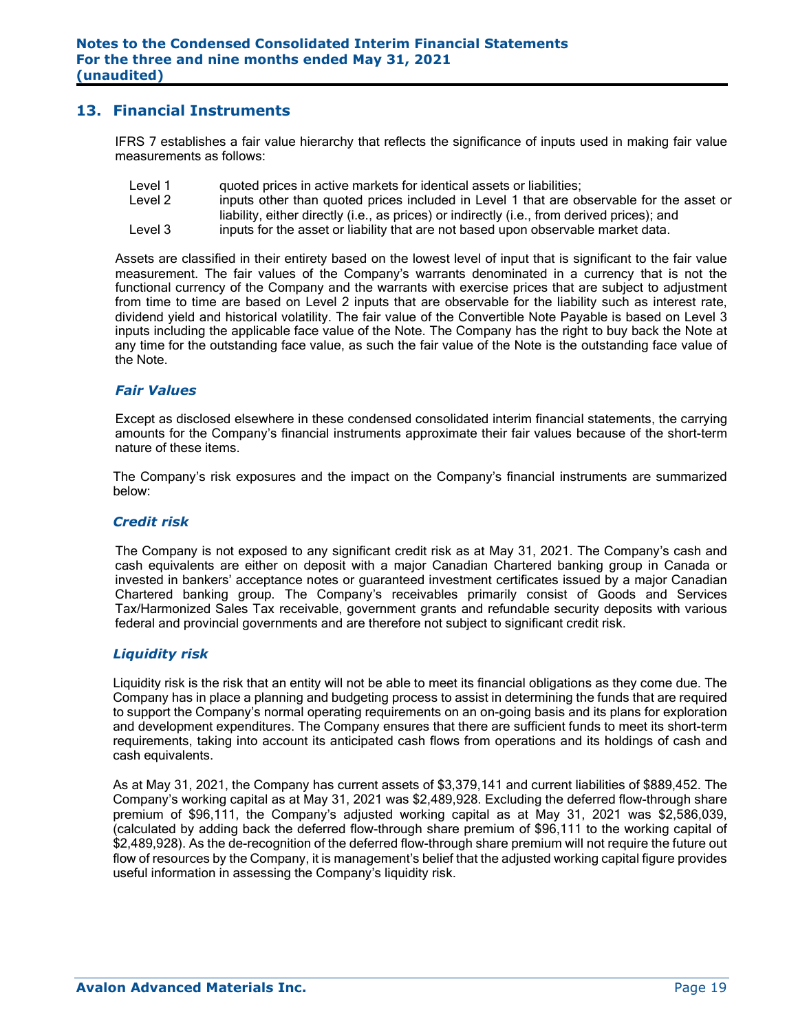## 13. Financial Instruments

IFRS 7 establishes a fair value hierarchy that reflects the significance of inputs used in making fair value measurements as follows:

- Level 1 quoted prices in active markets for identical assets or liabilities;
- Level 2 inputs other than quoted prices included in Level 1 that are observable for the asset or liability, either directly (i.e., as prices) or indirectly (i.e., from derived prices); and
- Level 3 inputs for the asset or liability that are not based upon observable market data.

Assets are classified in their entirety based on the lowest level of input that is significant to the fair value measurement. The fair values of the Company's warrants denominated in a currency that is not the functional currency of the Company and the warrants with exercise prices that are subject to adjustment from time to time are based on Level 2 inputs that are observable for the liability such as interest rate, dividend yield and historical volatility. The fair value of the Convertible Note Payable is based on Level 3 inputs including the applicable face value of the Note. The Company has the right to buy back the Note at any time for the outstanding face value, as such the fair value of the Note is the outstanding face value of the Note.

### *Fair Values*

Except as disclosed elsewhere in these condensed consolidated interim financial statements, the carrying amounts for the Company's financial instruments approximate their fair values because of the short-term nature of these items.

The Company's risk exposures and the impact on the Company's financial instruments are summarized below:

### *Credit risk*

The Company is not exposed to any significant credit risk as at May 31, 2021. The Company's cash and cash equivalents are either on deposit with a major Canadian Chartered banking group in Canada or invested in bankers' acceptance notes or guaranteed investment certificates issued by a major Canadian Chartered banking group. The Company's receivables primarily consist of Goods and Services Tax/Harmonized Sales Tax receivable, government grants and refundable security deposits with various federal and provincial governments and are therefore not subject to significant credit risk.

### *Liquidity risk*

Liquidity risk is the risk that an entity will not be able to meet its financial obligations as they come due. The Company has in place a planning and budgeting process to assist in determining the funds that are required to support the Company's normal operating requirements on an on-going basis and its plans for exploration and development expenditures. The Company ensures that there are sufficient funds to meet its short-term requirements, taking into account its anticipated cash flows from operations and its holdings of cash and cash equivalents.

As at May 31, 2021, the Company has current assets of $3,379,141 and current liabilities of $889,452. The Company's working capital as at May 31, 2021 was $2,489,928. Excluding the deferred flow-through share premium of $96,111, the Company's adjusted working capital as at May 31, 2021 was $2,586,039, (calculated by adding back the deferred flow-through share premium of $96,111 to the working capital of $2,489,928). As the de-recognition of the deferred flow-through share premium will not require the future out flow of resources by the Company, it is management's belief that the adjusted working capital figure provides useful information in assessing the Company's liquidity risk.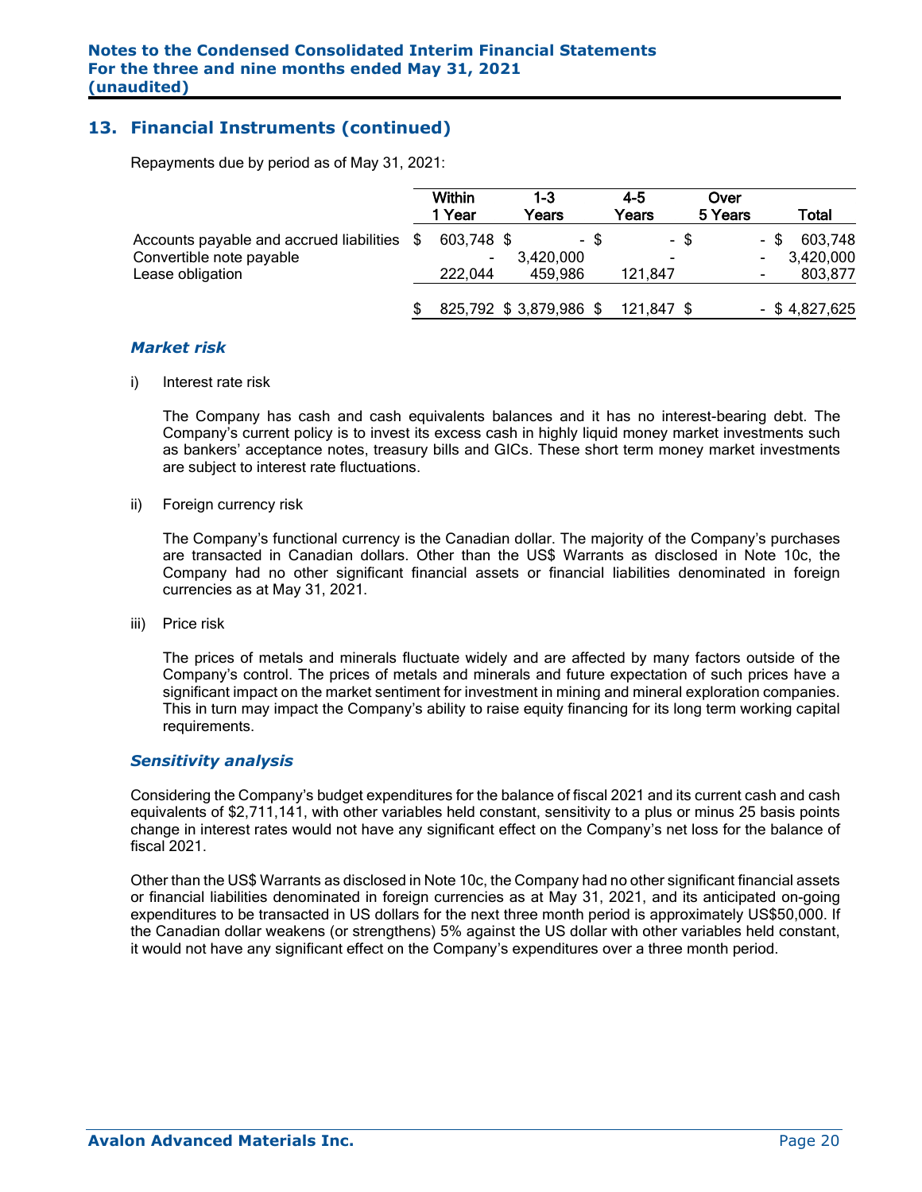## 13. Financial Instruments (continued)

Repayments due by period as of May 31, 2021:

| | Within 1 Year | 1-3 Years | 4-5 Years | Over 5 Years | Total |
|---|---|---|---|---|---|
| Accounts payable and accrued liabilities | $ 603,748 | $ - | $ - | $ - | $ 603,748 |
| Convertible note payable | - | 3,420,000 | - | - | 3,420,000 |
| Lease obligation | 222,044 | 459,986 | 121,847 | - | 803,877 |
| | $ 825,792 | $ 3,879,986 | $ 121,847 | $ - | $ 4,827,625 |

### *Market risk*

i) Interest rate risk

The Company has cash and cash equivalents balances and it has no interest-bearing debt. The Company's current policy is to invest its excess cash in highly liquid money market investments such as bankers' acceptance notes, treasury bills and GICs. These short term money market investments are subject to interest rate fluctuations.

ii) Foreign currency risk

The Company's functional currency is the Canadian dollar. The majority of the Company's purchases are transacted in Canadian dollars. Other than the US$ Warrants as disclosed in Note 10c, the Company had no other significant financial assets or financial liabilities denominated in foreign currencies as at May 31, 2021.

iii) Price risk

The prices of metals and minerals fluctuate widely and are affected by many factors outside of the Company's control. The prices of metals and minerals and future expectation of such prices have a significant impact on the market sentiment for investment in mining and mineral exploration companies. This in turn may impact the Company's ability to raise equity financing for its long term working capital requirements.

### *Sensitivity analysis*

Considering the Company's budget expenditures for the balance of fiscal 2021 and its current cash and cash equivalents of $2,711,141, with other variables held constant, sensitivity to a plus or minus 25 basis points change in interest rates would not have any significant effect on the Company's net loss for the balance of fiscal 2021.

Other than the US$ Warrants as disclosed in Note 10c, the Company had no other significant financial assets or financial liabilities denominated in foreign currencies as at May 31, 2021, and its anticipated on-going expenditures to be transacted in US dollars for the next three month period is approximately US$50,000. If the Canadian dollar weakens (or strengthens) 5% against the US dollar with other variables held constant, it would not have any significant effect on the Company's expenditures over a three month period.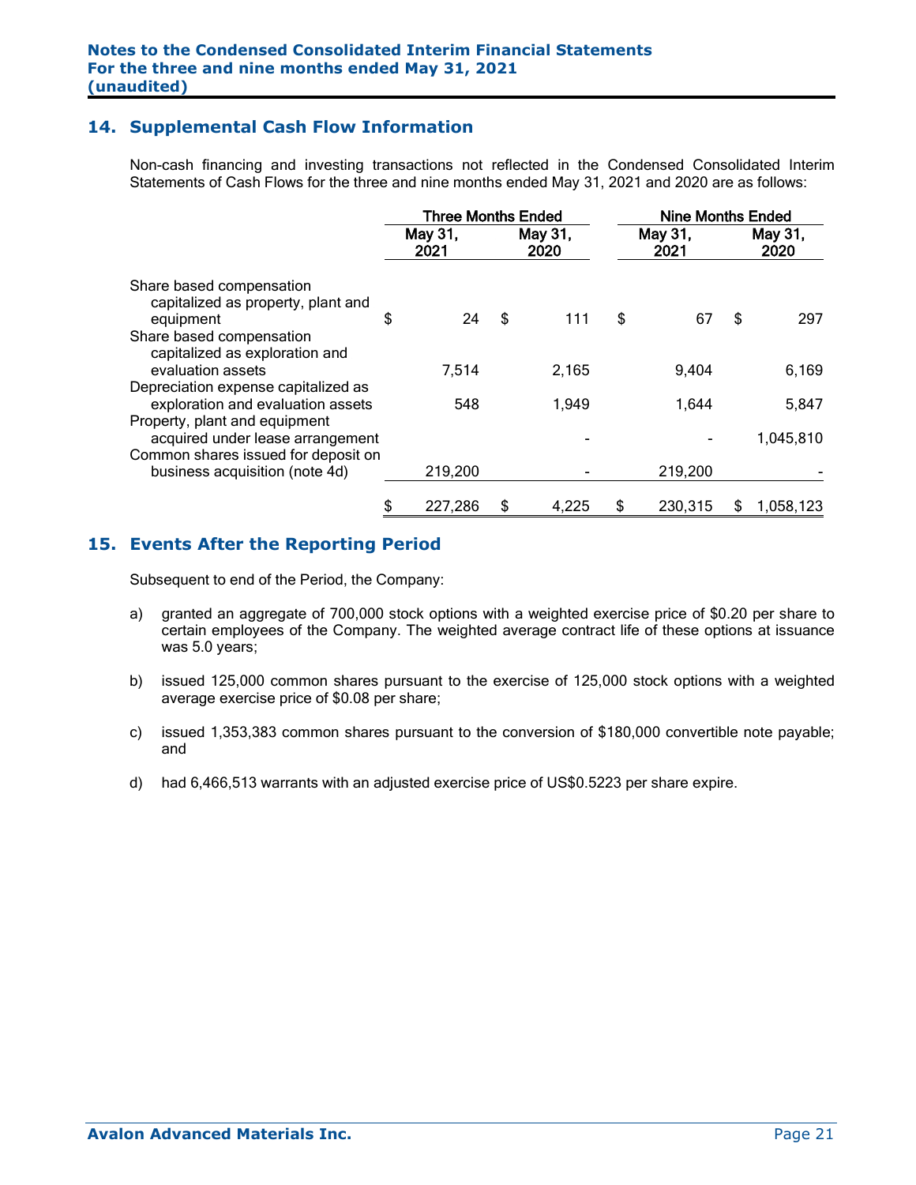## 14. Supplemental Cash Flow Information

Non-cash financing and investing transactions not reflected in the Condensed Consolidated Interim Statements of Cash Flows for the three and nine months ended May 31, 2021 and 2020 are as follows:

| | Three Months Ended | | Nine Months Ended | |
|---|---|---|---|---|
| | May 31, 2021 | May 31, 2020 | May 31, 2021 | May 31, 2020 |
| Share based compensation capitalized as property, plant and equipment | $ 24 | $ 111 | $ 67 | $ 297 |
| Share based compensation capitalized as exploration and evaluation assets | 7,514 | 2,165 | 9,404 | 6,169 |
| Depreciation expense capitalized as exploration and evaluation assets | 548 | 1,949 | 1,644 | 5,847 |
| Property, plant and equipment acquired under lease arrangement | | - | - | 1,045,810 |
| Common shares issued for deposit on business acquisition (note 4d) | 219,200 | - | 219,200 | - |
| | $ 227,286 | $ 4,225 | $ 230,315 | $ 1,058,123 |

## 15. Events After the Reporting Period

Subsequent to end of the Period, the Company:

a) granted an aggregate of 700,000 stock options with a weighted exercise price of $0.20 per share to certain employees of the Company. The weighted average contract life of these options at issuance was 5.0 years;

b) issued 125,000 common shares pursuant to the exercise of 125,000 stock options with a weighted average exercise price of $0.08 per share;

c) issued 1,353,383 common shares pursuant to the conversion of $180,000 convertible note payable; and

d) had 6,466,513 warrants with an adjusted exercise price of US$0.5223 per share expire.